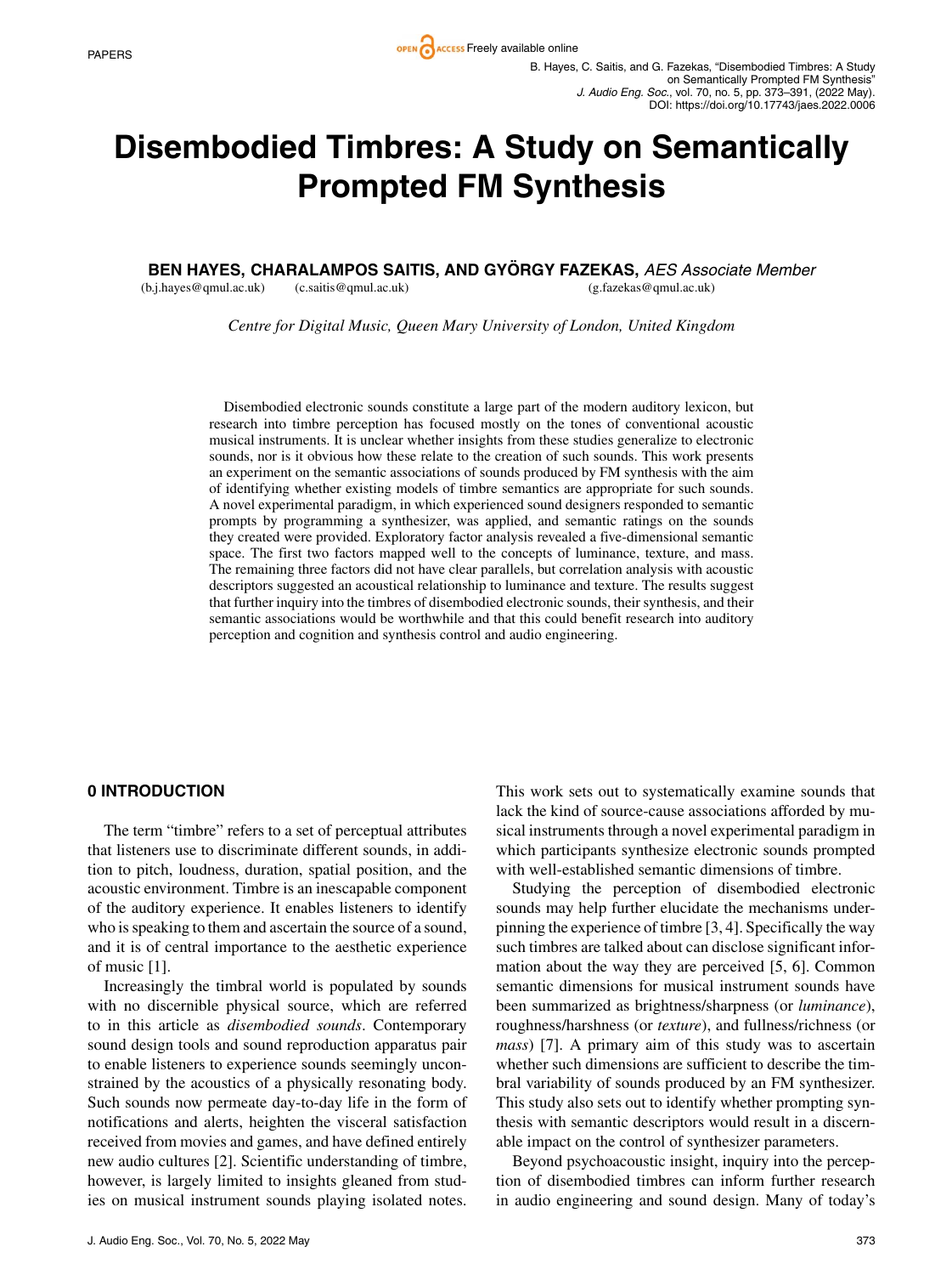# Disembodied Timbres: A Study on Semantically Prompted FM Synthesis

**BEN HAYES, CHARALAMPOS SAITIS, AND GYÖRGY FAZEKAS,** *AES Associate Member*
(b.j.hayes@qmul.ac.uk) (c.saitis@qmul.ac.uk) (g.fazekas@qmul.ac.uk)

*Centre for Digital Music, Queen Mary University of London, United Kingdom*

Disembodied electronic sounds constitute a large part of the modern auditory lexicon, but research into timbre perception has focused mostly on the tones of conventional acoustic musical instruments. It is unclear whether insights from these studies generalize to electronic sounds, nor is it obvious how these relate to the creation of such sounds. This work presents an experiment on the semantic associations of sounds produced by FM synthesis with the aim of identifying whether existing models of timbre semantics are appropriate for such sounds. A novel experimental paradigm, in which experienced sound designers responded to semantic prompts by programming a synthesizer, was applied, and semantic ratings on the sounds they created were provided. Exploratory factor analysis revealed a five-dimensional semantic space. The first two factors mapped well to the concepts of luminance, texture, and mass. The remaining three factors did not have clear parallels, but correlation analysis with acoustic descriptors suggested an acoustical relationship to luminance and texture. The results suggest that further inquiry into the timbres of disembodied electronic sounds, their synthesis, and their semantic associations would be worthwhile and that this could benefit research into auditory perception and cognition and synthesis control and audio engineering.

## 0 INTRODUCTION

The term "timbre" refers to a set of perceptual attributes that listeners use to discriminate different sounds, in addition to pitch, loudness, duration, spatial position, and the acoustic environment. Timbre is an inescapable component of the auditory experience. It enables listeners to identify who is speaking to them and ascertain the source of a sound, and it is of central importance to the aesthetic experience of music [1].

Increasingly the timbral world is populated by sounds with no discernible physical source, which are referred to in this article as *disembodied sounds*. Contemporary sound design tools and sound reproduction apparatus pair to enable listeners to experience sounds seemingly unconstrained by the acoustics of a physically resonating body. Such sounds now permeate day-to-day life in the form of notifications and alerts, heighten the visceral satisfaction received from movies and games, and have defined entirely new audio cultures [2]. Scientific understanding of timbre, however, is largely limited to insights gleaned from studies on musical instrument sounds playing isolated notes. This work sets out to systematically examine sounds that lack the kind of source-cause associations afforded by musical instruments through a novel experimental paradigm in which participants synthesize electronic sounds prompted with well-established semantic dimensions of timbre.

Studying the perception of disembodied electronic sounds may help further elucidate the mechanisms underpinning the experience of timbre [3, 4]. Specifically the way such timbres are talked about can disclose significant information about the way they are perceived [5, 6]. Common semantic dimensions for musical instrument sounds have been summarized as brightness/sharpness (or *luminance*), roughness/harshness (or *texture*), and fullness/richness (or *mass*) [7]. A primary aim of this study was to ascertain whether such dimensions are sufficient to describe the timbral variability of sounds produced by an FM synthesizer. This study also sets out to identify whether prompting synthesis with semantic descriptors would result in a discernable impact on the control of synthesizer parameters.

Beyond psychoacoustic insight, inquiry into the perception of disembodied timbres can inform further research in audio engineering and sound design. Many of today's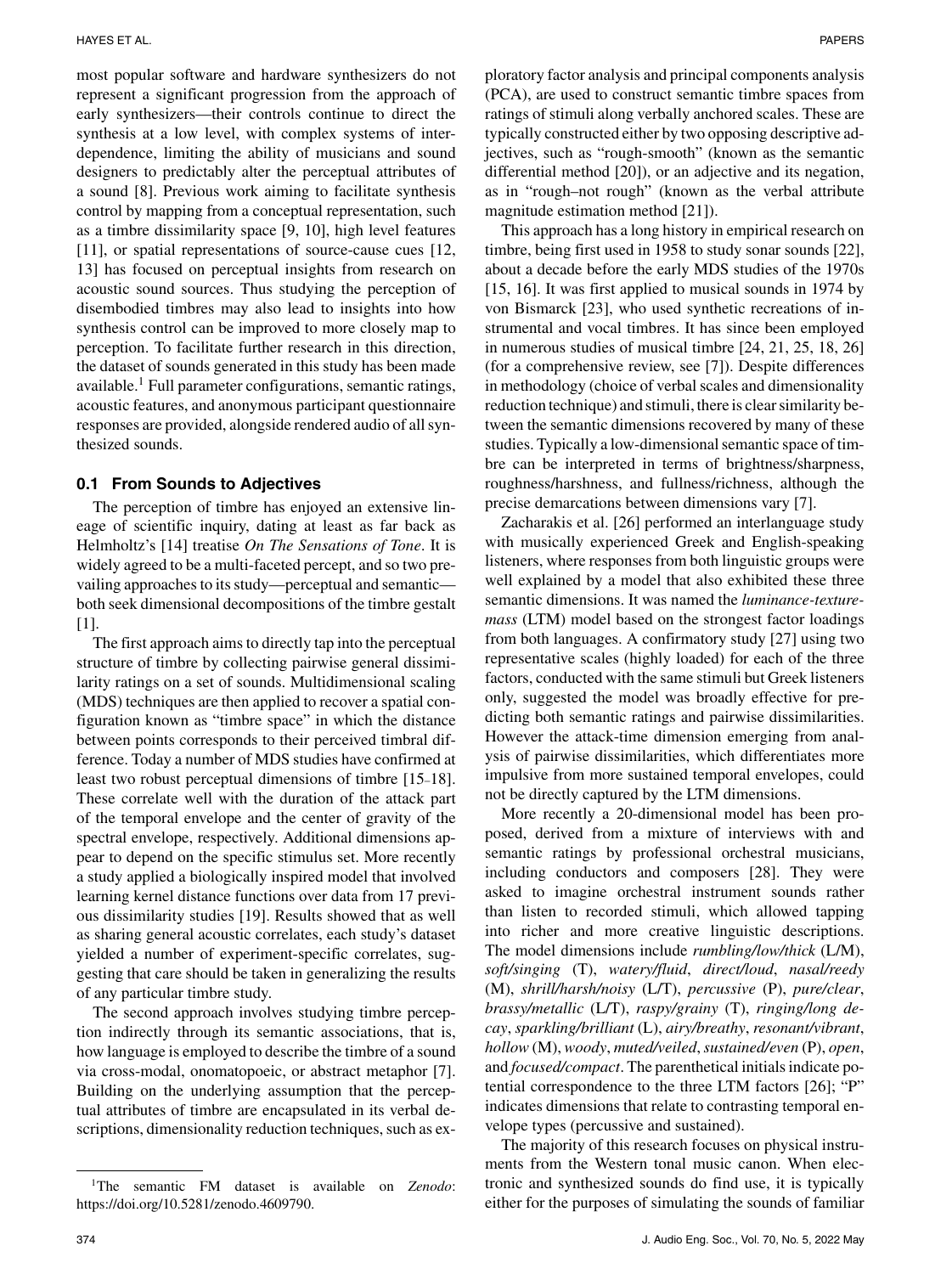most popular software and hardware synthesizers do not represent a significant progression from the approach of early synthesizers—their controls continue to direct the synthesis at a low level, with complex systems of interdependence, limiting the ability of musicians and sound designers to predictably alter the perceptual attributes of a sound [8]. Previous work aiming to facilitate synthesis control by mapping from a conceptual representation, such as a timbre dissimilarity space [9, 10], high level features [11], or spatial representations of source-cause cues [12, 13] has focused on perceptual insights from research on acoustic sound sources. Thus studying the perception of disembodied timbres may also lead to insights into how synthesis control can be improved to more closely map to perception. To facilitate further research in this direction, the dataset of sounds generated in this study has been made available.[1] Full parameter configurations, semantic ratings, acoustic features, and anonymous participant questionnaire responses are provided, alongside rendered audio of all synthesized sounds.

### 0.1 From Sounds to Adjectives

The perception of timbre has enjoyed an extensive lineage of scientific inquiry, dating at least as far back as Helmholtz's [14] treatise *On The Sensations of Tone*. It is widely agreed to be a multi-faceted percept, and so two prevailing approaches to its study—perceptual and semantic—both seek dimensional decompositions of the timbre gestalt [1].

The first approach aims to directly tap into the perceptual structure of timbre by collecting pairwise general dissimilarity ratings on a set of sounds. Multidimensional scaling (MDS) techniques are then applied to recover a spatial configuration known as "timbre space" in which the distance between points corresponds to their perceived timbral difference. Today a number of MDS studies have confirmed at least two robust perceptual dimensions of timbre [15–18]. These correlate well with the duration of the attack part of the temporal envelope and the center of gravity of the spectral envelope, respectively. Additional dimensions appear to depend on the specific stimulus set. More recently a study applied a biologically inspired model that involved learning kernel distance functions over data from 17 previous dissimilarity studies [19]. Results showed that as well as sharing general acoustic correlates, each study's dataset yielded a number of experiment-specific correlates, suggesting that care should be taken in generalizing the results of any particular timbre study.

The second approach involves studying timbre perception indirectly through its semantic associations, that is, how language is employed to describe the timbre of a sound via cross-modal, onomatopoeic, or abstract metaphor [7]. Building on the underlying assumption that the perceptual attributes of timbre are encapsulated in its verbal descriptions, dimensionality reduction techniques, such as exploratory factor analysis and principal components analysis (PCA), are used to construct semantic timbre spaces from ratings of stimuli along verbally anchored scales. These are typically constructed either by two opposing descriptive adjectives, such as "rough-smooth" (known as the semantic differential method [20]), or an adjective and its negation, as in "rough–not rough" (known as the verbal attribute magnitude estimation method [21]).

This approach has a long history in empirical research on timbre, being first used in 1958 to study sonar sounds [22], about a decade before the early MDS studies of the 1970s [15, 16]. It was first applied to musical sounds in 1974 by von Bismarck [23], who used synthetic recreations of instrumental and vocal timbres. It has since been employed in numerous studies of musical timbre [24, 21, 25, 18, 26] (for a comprehensive review, see [7]). Despite differences in methodology (choice of verbal scales and dimensionality reduction technique) and stimuli, there is clear similarity between the semantic dimensions recovered by many of these studies. Typically a low-dimensional semantic space of timbre can be interpreted in terms of brightness/sharpness, roughness/harshness, and fullness/richness, although the precise demarcations between dimensions vary [7].

Zacharakis et al. [26] performed an interlanguage study with musically experienced Greek and English-speaking listeners, where responses from both linguistic groups were well explained by a model that also exhibited these three semantic dimensions. It was named the *luminance-texture-mass* (LTM) model based on the strongest factor loadings from both languages. A confirmatory study [27] using two representative scales (highly loaded) for each of the three factors, conducted with the same stimuli but Greek listeners only, suggested the model was broadly effective for predicting both semantic ratings and pairwise dissimilarities. However the attack-time dimension emerging from analysis of pairwise dissimilarities, which differentiates more impulsive from more sustained temporal envelopes, could not be directly captured by the LTM dimensions.

More recently a 20-dimensional model has been proposed, derived from a mixture of interviews with and semantic ratings by professional orchestral musicians, including conductors and composers [28]. They were asked to imagine orchestral instrument sounds rather than listen to recorded stimuli, which allowed tapping into richer and more creative linguistic descriptions. The model dimensions include *rumbling/low/thick* (L/M), *soft/singing* (T), *watery/fluid*, *direct/loud*, *nasal/reedy* (M), *shrill/harsh/noisy* (L/T), *percussive* (P), *pure/clear*, *brassy/metallic* (L/T), *raspy/grainy* (T), *ringing/long decay*, *sparkling/brilliant* (L), *airy/breathy*, *resonant/vibrant*, *hollow* (M), *woody*, *muted/veiled*, *sustained/even* (P), *open*, and *focused/compact*. The parenthetical initials indicate potential correspondence to the three LTM factors [26]; "P" indicates dimensions that relate to contrasting temporal envelope types (percussive and sustained).

The majority of this research focuses on physical instruments from the Western tonal music canon. When electronic and synthesized sounds do find use, it is typically either for the purposes of simulating the sounds of familiar

[1] The semantic FM dataset is available on *Zenodo*: https://doi.org/10.5281/zenodo.4609790.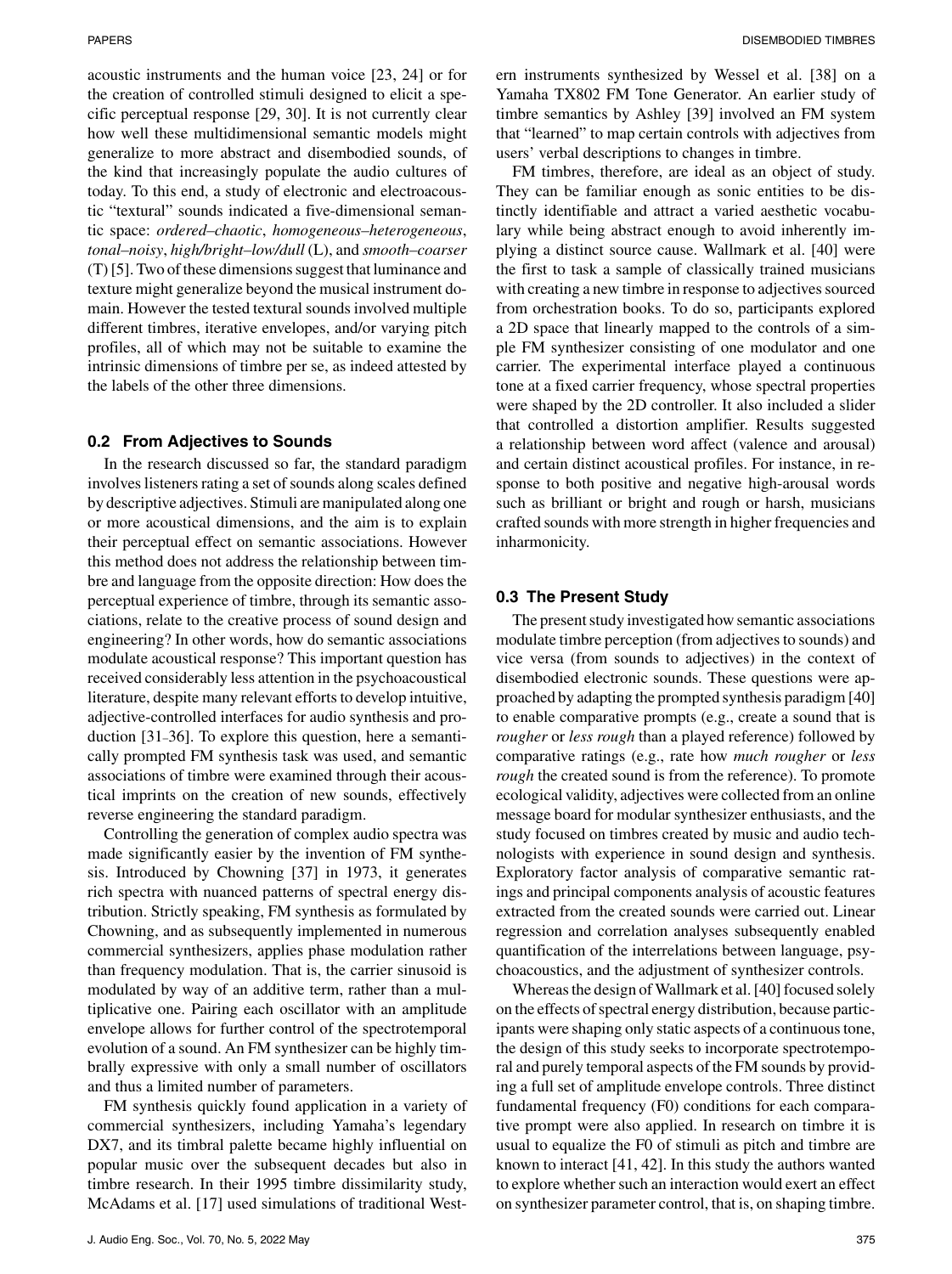acoustic instruments and the human voice [23, 24] or for the creation of controlled stimuli designed to elicit a specific perceptual response [29, 30]. It is not currently clear how well these multidimensional semantic models might generalize to more abstract and disembodied sounds, of the kind that increasingly populate the audio cultures of today. To this end, a study of electronic and electroacoustic "textural" sounds indicated a five-dimensional semantic space: *ordered–chaotic*, *homogeneous–heterogeneous*, *tonal–noisy*, *high/bright–low/dull* (L), and *smooth–coarser* (T) [5]. Two of these dimensions suggest that luminance and texture might generalize beyond the musical instrument domain. However the tested textural sounds involved multiple different timbres, iterative envelopes, and/or varying pitch profiles, all of which may not be suitable to examine the intrinsic dimensions of timbre per se, as indeed attested by the labels of the other three dimensions.

### 0.2 From Adjectives to Sounds

In the research discussed so far, the standard paradigm involves listeners rating a set of sounds along scales defined by descriptive adjectives. Stimuli are manipulated along one or more acoustical dimensions, and the aim is to explain their perceptual effect on semantic associations. However this method does not address the relationship between timbre and language from the opposite direction: How does the perceptual experience of timbre, through its semantic associations, relate to the creative process of sound design and engineering? In other words, how do semantic associations modulate acoustical response? This important question has received considerably less attention in the psychoacoustical literature, despite many relevant efforts to develop intuitive, adjective-controlled interfaces for audio synthesis and production [31–36]. To explore this question, here a semantically prompted FM synthesis task was used, and semantic associations of timbre were examined through their acoustical imprints on the creation of new sounds, effectively reverse engineering the standard paradigm.

Controlling the generation of complex audio spectra was made significantly easier by the invention of FM synthesis. Introduced by Chowning [37] in 1973, it generates rich spectra with nuanced patterns of spectral energy distribution. Strictly speaking, FM synthesis as formulated by Chowning, and as subsequently implemented in numerous commercial synthesizers, applies phase modulation rather than frequency modulation. That is, the carrier sinusoid is modulated by way of an additive term, rather than a multiplicative one. Pairing each oscillator with an amplitude envelope allows for further control of the spectrotemporal evolution of a sound. An FM synthesizer can be highly timbrally expressive with only a small number of oscillators and thus a limited number of parameters.

FM synthesis quickly found application in a variety of commercial synthesizers, including Yamaha's legendary DX7, and its timbral palette became highly influential on popular music over the subsequent decades but also in timbre research. In their 1995 timbre dissimilarity study, McAdams et al. [17] used simulations of traditional Western instruments synthesized by Wessel et al. [38] on a Yamaha TX802 FM Tone Generator. An earlier study of timbre semantics by Ashley [39] involved an FM system that "learned" to map certain controls with adjectives from users' verbal descriptions to changes in timbre.

FM timbres, therefore, are ideal as an object of study. They can be familiar enough as sonic entities to be distinctly identifiable and attract a varied aesthetic vocabulary while being abstract enough to avoid inherently implying a distinct source cause. Wallmark et al. [40] were the first to task a sample of classically trained musicians with creating a new timbre in response to adjectives sourced from orchestration books. To do so, participants explored a 2D space that linearly mapped to the controls of a simple FM synthesizer consisting of one modulator and one carrier. The experimental interface played a continuous tone at a fixed carrier frequency, whose spectral properties were shaped by the 2D controller. It also included a slider that controlled a distortion amplifier. Results suggested a relationship between word affect (valence and arousal) and certain distinct acoustical profiles. For instance, in response to both positive and negative high-arousal words such as brilliant or bright and rough or harsh, musicians crafted sounds with more strength in higher frequencies and inharmonicity.

### 0.3 The Present Study

The present study investigated how semantic associations modulate timbre perception (from adjectives to sounds) and vice versa (from sounds to adjectives) in the context of disembodied electronic sounds. These questions were approached by adapting the prompted synthesis paradigm [40] to enable comparative prompts (e.g., create a sound that is *rougher* or *less rough* than a played reference) followed by comparative ratings (e.g., rate how *much rougher* or *less rough* the created sound is from the reference). To promote ecological validity, adjectives were collected from an online message board for modular synthesizer enthusiasts, and the study focused on timbres created by music and audio technologists with experience in sound design and synthesis. Exploratory factor analysis of comparative semantic ratings and principal components analysis of acoustic features extracted from the created sounds were carried out. Linear regression and correlation analyses subsequently enabled quantification of the interrelations between language, psychoacoustics, and the adjustment of synthesizer controls.

Whereas the design of Wallmark et al. [40] focused solely on the effects of spectral energy distribution, because participants were shaping only static aspects of a continuous tone, the design of this study seeks to incorporate spectrotemporal and purely temporal aspects of the FM sounds by providing a full set of amplitude envelope controls. Three distinct fundamental frequency (F0) conditions for each comparative prompt were also applied. In research on timbre it is usual to equalize the F0 of stimuli as pitch and timbre are known to interact [41, 42]. In this study the authors wanted to explore whether such an interaction would exert an effect on synthesizer parameter control, that is, on shaping timbre.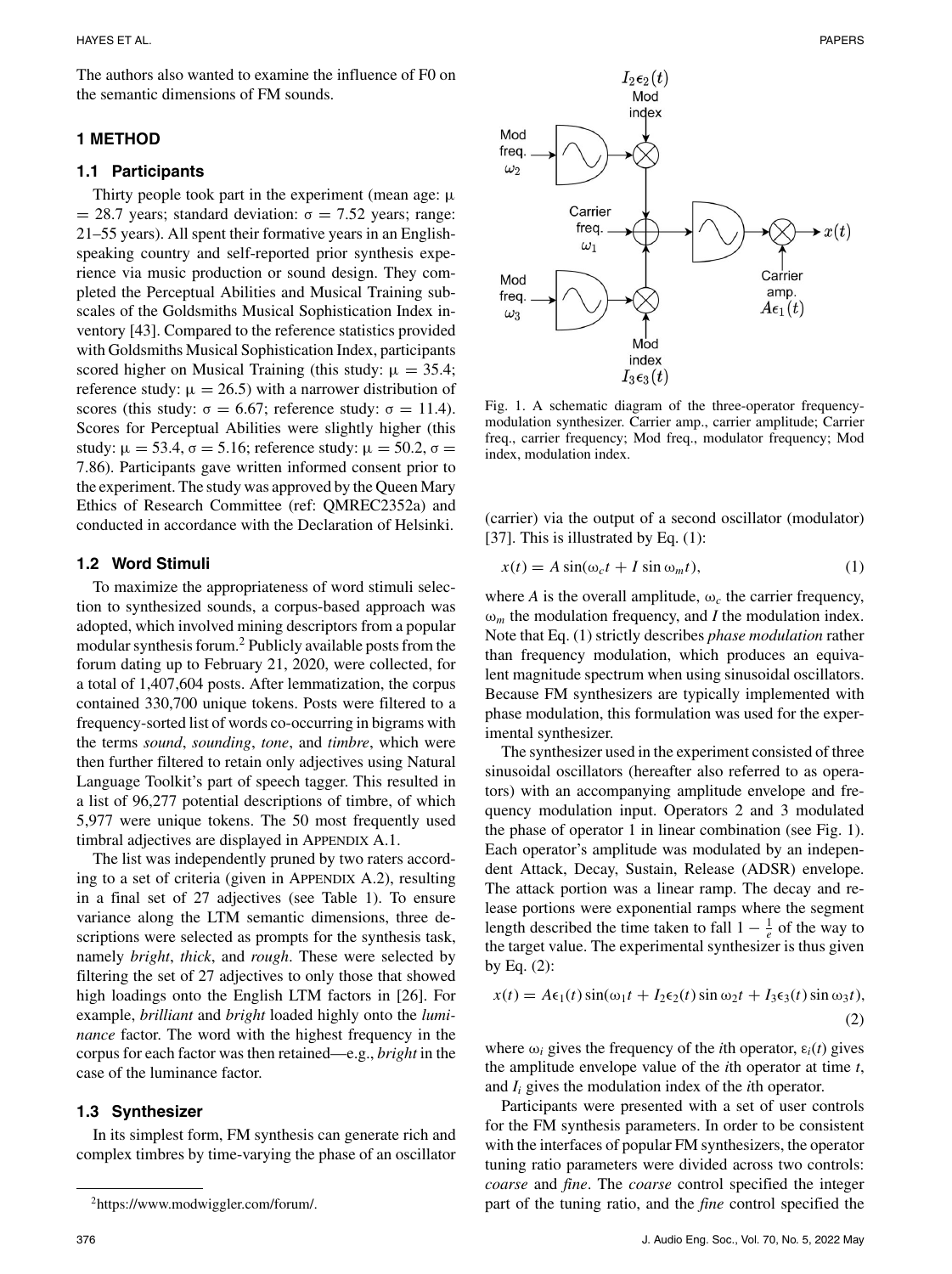The authors also wanted to examine the influence of F0 on the semantic dimensions of FM sounds.

## 1 METHOD

### 1.1 Participants

Thirty people took part in the experiment (mean age: $\mu = 28.7$ years; standard deviation: $\sigma = 7.52$ years; range: 21–55 years). All spent their formative years in an English-speaking country and self-reported prior synthesis experience via music production or sound design. They completed the Perceptual Abilities and Musical Training subscales of the Goldsmiths Musical Sophistication Index inventory [43]. Compared to the reference statistics provided with Goldsmiths Musical Sophistication Index, participants scored higher on Musical Training (this study: $\mu = 35.4$; reference study: $\mu = 26.5$) with a narrower distribution of scores (this study: $\sigma = 6.67$; reference study: $\sigma = 11.4$). Scores for Perceptual Abilities were slightly higher (this study: $\mu = 53.4$, $\sigma = 5.16$; reference study: $\mu = 50.2$, $\sigma = 7.86$). Participants gave written informed consent prior to the experiment. The study was approved by the Queen Mary Ethics of Research Committee (ref: QMREC2352a) and conducted in accordance with the Declaration of Helsinki.

### 1.2 Word Stimuli

To maximize the appropriateness of word stimuli selection to synthesized sounds, a corpus-based approach was adopted, which involved mining descriptors from a popular modular synthesis forum.[2] Publicly available posts from the forum dating up to February 21, 2020, were collected, for a total of 1,407,604 posts. After lemmatization, the corpus contained 330,700 unique tokens. Posts were filtered to a frequency-sorted list of words co-occurring in bigrams with the terms *sound*, *sounding*, *tone*, and *timbre*, which were then further filtered to retain only adjectives using Natural Language Toolkit's part of speech tagger. This resulted in a list of 96,277 potential descriptions of timbre, of which 5,977 were unique tokens. The 50 most frequently used timbral adjectives are displayed in APPENDIX A.1.

The list was independently pruned by two raters according to a set of criteria (given in APPENDIX A.2), resulting in a final set of 27 adjectives (see Table 1). To ensure variance along the LTM semantic dimensions, three descriptions were selected as prompts for the synthesis task, namely *bright*, *thick*, and *rough*. These were selected by filtering the set of 27 adjectives to only those that showed high loadings onto the English LTM factors in [26]. For example, *brilliant* and *bright* loaded highly onto the *luminance* factor. The word with the highest frequency in the corpus for each factor was then retained—e.g., *bright* in the case of the luminance factor.

### 1.3 Synthesizer

In its simplest form, FM synthesis can generate rich and complex timbres by time-varying the phase of an oscillator (carrier) via the output of a second oscillator (modulator) [37]. This is illustrated by Eq. (1):

$$x(t) = A \sin(\omega_c t + I \sin \omega_m t), \tag{1}$$

where $A$ is the overall amplitude, $\omega_c$ the carrier frequency, $\omega_m$ the modulation frequency, and $I$ the modulation index. Note that Eq. (1) strictly describes *phase modulation* rather than frequency modulation, which produces an equivalent magnitude spectrum when using sinusoidal oscillators. Because FM synthesizers are typically implemented with phase modulation, this formulation was used for the experimental synthesizer.

Fig. 1. A schematic diagram of the three-operator frequency-modulation synthesizer. Carrier amp., carrier amplitude; Carrier freq., carrier frequency; Mod freq., modulator frequency; Mod index, modulation index.

The synthesizer used in the experiment consisted of three sinusoidal oscillators (hereafter also referred to as operators) with an accompanying amplitude envelope and frequency modulation input. Operators 2 and 3 modulated the phase of operator 1 in linear combination (see Fig. 1). Each operator's amplitude was modulated by an independent Attack, Decay, Sustain, Release (ADSR) envelope. The attack portion was a linear ramp. The decay and release portions were exponential ramps where the segment length described the time taken to fall $1 - \frac{1}{e}$ of the way to the target value. The experimental synthesizer is thus given by Eq. (2):

$$x(t) = A\epsilon_1(t) \sin(\omega_1 t + I_2\epsilon_2(t) \sin \omega_2 t + I_3\epsilon_3(t) \sin \omega_3 t), \tag{2}$$

where $\omega_i$ gives the frequency of the $i$th operator, $\epsilon_i(t)$ gives the amplitude envelope value of the $i$th operator at time $t$, and $I_i$ gives the modulation index of the $i$th operator.

Participants were presented with a set of user controls for the FM synthesis parameters. In order to be consistent with the interfaces of popular FM synthesizers, the operator tuning ratio parameters were divided across two controls: *coarse* and *fine*. The *coarse* control specified the integer part of the tuning ratio, and the *fine* control specified the

[2] https://www.modwiggler.com/forum/.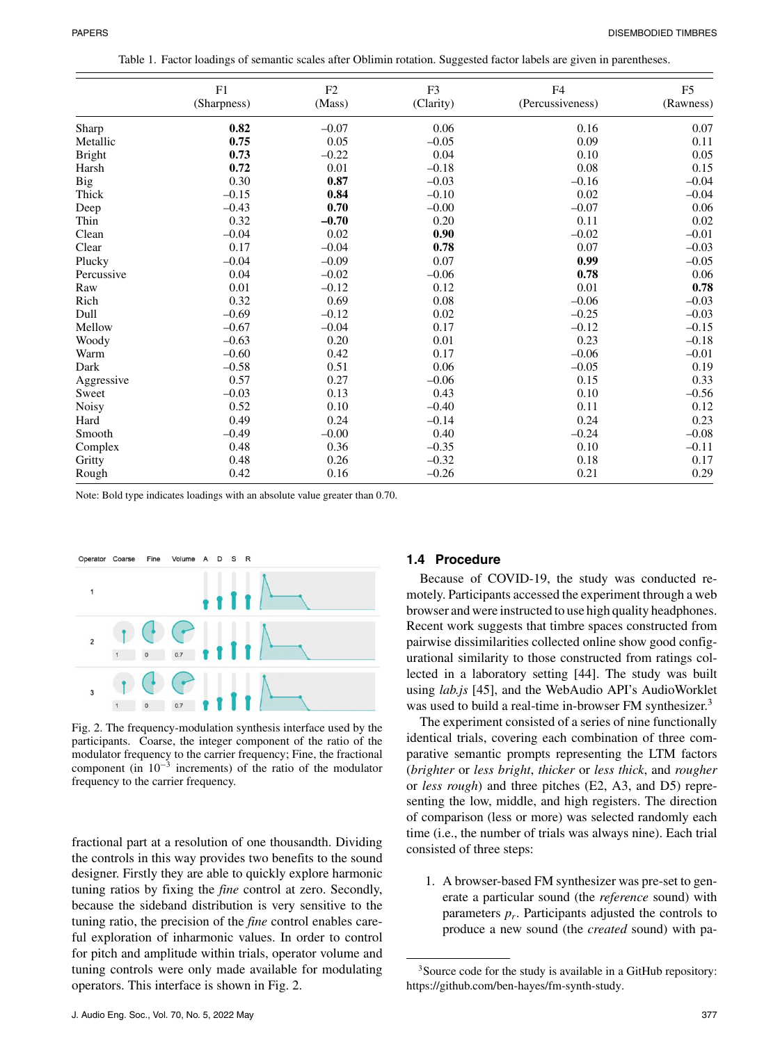Table 1. Factor loadings of semantic scales after Oblimin rotation. Suggested factor labels are given in parentheses.

| | F1 (Sharpness) | F2 (Mass) | F3 (Clarity) | F4 (Percussiveness) | F5 (Rawness) |
|---|---|---|---|---|---|
| Sharp | **0.82** | –0.07 | 0.06 | 0.16 | 0.07 |
| Metallic | **0.75** | 0.05 | –0.05 | 0.09 | 0.11 |
| Bright | **0.73** | –0.22 | 0.04 | 0.10 | 0.05 |
| Harsh | **0.72** | 0.01 | –0.18 | 0.08 | 0.15 |
| Big | 0.30 | **0.87** | –0.03 | –0.16 | –0.04 |
| Thick | –0.15 | **0.84** | –0.10 | 0.02 | –0.04 |
| Deep | –0.43 | **0.70** | –0.00 | –0.07 | 0.06 |
| Thin | 0.32 | **–0.70** | 0.20 | 0.11 | 0.02 |
| Clean | –0.04 | 0.02 | **0.90** | –0.02 | –0.01 |
| Clear | 0.17 | –0.04 | **0.78** | 0.07 | –0.03 |
| Plucky | –0.04 | –0.09 | 0.07 | **0.99** | –0.05 |
| Percussive | 0.04 | –0.02 | –0.06 | **0.78** | 0.06 |
| Raw | 0.01 | –0.12 | 0.12 | 0.01 | **0.78** |
| Rich | 0.32 | 0.69 | 0.08 | –0.06 | –0.03 |
| Dull | –0.69 | –0.12 | 0.02 | –0.25 | –0.03 |
| Mellow | –0.67 | –0.04 | 0.17 | –0.12 | –0.15 |
| Woody | –0.63 | 0.20 | 0.01 | 0.23 | –0.18 |
| Warm | –0.60 | 0.42 | 0.17 | –0.06 | –0.01 |
| Dark | –0.58 | 0.51 | 0.06 | –0.05 | 0.19 |
| Aggressive | 0.57 | 0.27 | –0.06 | 0.15 | 0.33 |
| Sweet | –0.03 | 0.13 | 0.43 | 0.10 | –0.56 |
| Noisy | 0.52 | 0.10 | –0.40 | 0.11 | 0.12 |
| Hard | 0.49 | 0.24 | –0.14 | 0.24 | 0.23 |
| Smooth | –0.49 | –0.00 | 0.40 | –0.24 | –0.08 |
| Complex | 0.48 | 0.36 | –0.35 | 0.10 | –0.11 |
| Gritty | 0.48 | 0.26 | –0.32 | 0.18 | 0.17 |
| Rough | 0.42 | 0.16 | –0.26 | 0.21 | 0.29 |

Note: Bold type indicates loadings with an absolute value greater than 0.70.

Fig. 2. The frequency-modulation synthesis interface used by the participants. Coarse, the integer component of the ratio of the modulator frequency to the carrier frequency; Fine, the fractional component (in $10^{-3}$ increments) of the ratio of the modulator frequency to the carrier frequency.

fractional part at a resolution of one thousandth. Dividing the controls in this way provides two benefits to the sound designer. Firstly they are able to quickly explore harmonic tuning ratios by fixing the *fine* control at zero. Secondly, because the sideband distribution is very sensitive to the tuning ratio, the precision of the *fine* control enables careful exploration of inharmonic values. In order to control for pitch and amplitude within trials, operator volume and tuning controls were only made available for modulating operators. This interface is shown in Fig. 2.

### 1.4 Procedure

Because of COVID-19, the study was conducted remotely. Participants accessed the experiment through a web browser and were instructed to use high quality headphones. Recent work suggests that timbre spaces constructed from pairwise dissimilarities collected online show good configurational similarity to those constructed from ratings collected in a laboratory setting [44]. The study was built using *lab.js* [45], and the WebAudio API's AudioWorklet was used to build a real-time in-browser FM synthesizer.[3]

The experiment consisted of a series of nine functionally identical trials, covering each combination of three comparative semantic prompts representing the LTM factors (*brighter* or *less bright*, *thicker* or *less thick*, and *rougher* or *less rough*) and three pitches (E2, A3, and D5) representing the low, middle, and high registers. The direction of comparison (less or more) was selected randomly each time (i.e., the number of trials was always nine). Each trial consisted of three steps:

1. A browser-based FM synthesizer was pre-set to generate a particular sound (the *reference* sound) with parameters $p_r$. Participants adjusted the controls to produce a new sound (the *created* sound) with pa-

[3] Source code for the study is available in a GitHub repository: https://github.com/ben-hayes/fm-synth-study.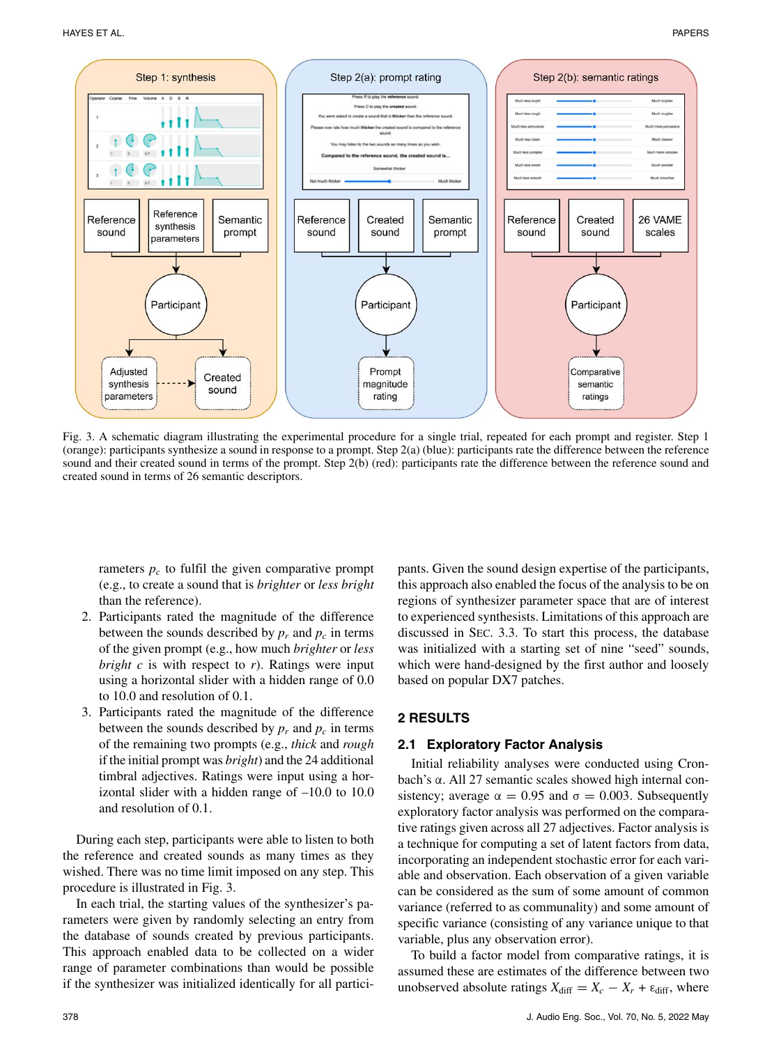Fig. 3. A schematic diagram illustrating the experimental procedure for a single trial, repeated for each prompt and register. Step 1 (orange): participants synthesize a sound in response to a prompt. Step 2(a) (blue): participants rate the difference between the reference sound and their created sound in terms of the prompt. Step 2(b) (red): participants rate the difference between the reference sound and created sound in terms of 26 semantic descriptors.

rameters $p_c$ to fulfil the given comparative prompt (e.g., to create a sound that is *brighter* or *less bright* than the reference).

2. Participants rated the magnitude of the difference between the sounds described by $p_r$ and $p_c$ in terms of the given prompt (e.g., how much *brighter* or *less bright c* is with respect to *r*). Ratings were input using a horizontal slider with a hidden range of 0.0 to 10.0 and resolution of 0.1.
3. Participants rated the magnitude of the difference between the sounds described by $p_r$ and $p_c$ in terms of the remaining two prompts (e.g., *thick* and *rough* if the initial prompt was *bright*) and the 24 additional timbral adjectives. Ratings were input using a horizontal slider with a hidden range of –10.0 to 10.0 and resolution of 0.1.

During each step, participants were able to listen to both the reference and created sounds as many times as they wished. There was no time limit imposed on any step. This procedure is illustrated in Fig. 3.

In each trial, the starting values of the synthesizer's parameters were given by randomly selecting an entry from the database of sounds created by previous participants. This approach enabled data to be collected on a wider range of parameter combinations than would be possible if the synthesizer was initialized identically for all participants. Given the sound design expertise of the participants, this approach also enabled the focus of the analysis to be on regions of synthesizer parameter space that are of interest to experienced synthesists. Limitations of this approach are discussed in Sec. 3.3. To start this process, the database was initialized with a starting set of nine "seed" sounds, which were hand-designed by the first author and loosely based on popular DX7 patches.

## 2 RESULTS

### 2.1 Exploratory Factor Analysis

Initial reliability analyses were conducted using Cronbach's α. All 27 semantic scales showed high internal consistency; average $\alpha = 0.95$ and $\sigma = 0.003$. Subsequently exploratory factor analysis was performed on the comparative ratings given across all 27 adjectives. Factor analysis is a technique for computing a set of latent factors from data, incorporating an independent stochastic error for each variable and observation. Each observation of a given variable can be considered as the sum of some amount of common variance (referred to as communality) and some amount of specific variance (consisting of any variance unique to that variable, plus any observation error).

To build a factor model from comparative ratings, it is assumed these are estimates of the difference between two unobserved absolute ratings $X_{\text{diff}} = X_c - X_r + \varepsilon_{\text{diff}}$, where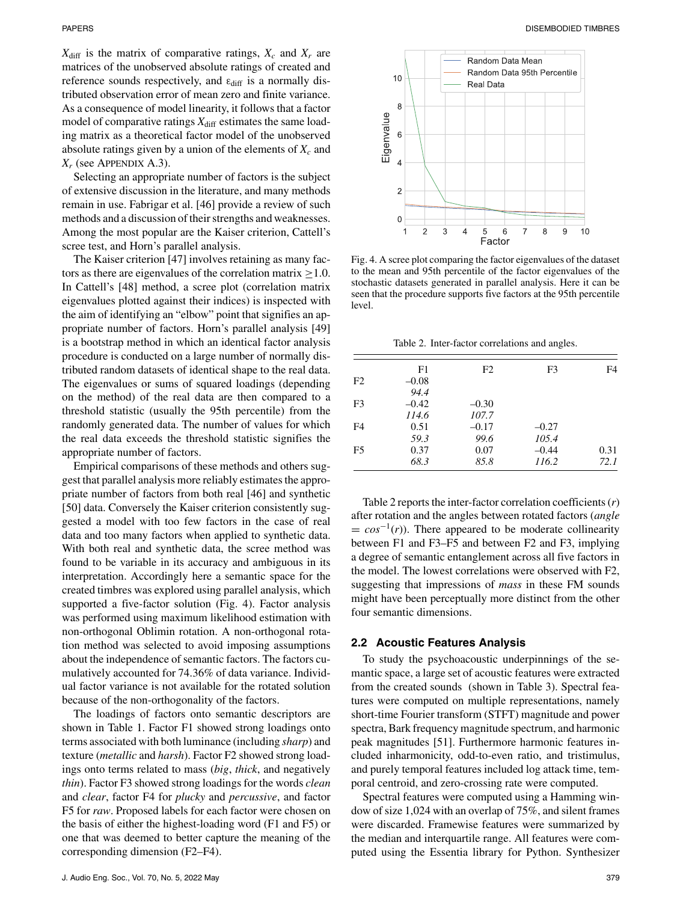$X_{\text{diff}}$ is the matrix of comparative ratings, $X_c$ and $X_r$ are matrices of the unobserved absolute ratings of created and reference sounds respectively, and $\varepsilon_{\text{diff}}$ is a normally distributed observation error of mean zero and finite variance. As a consequence of model linearity, it follows that a factor model of comparative ratings $X_{\text{diff}}$ estimates the same loading matrix as a theoretical factor model of the unobserved absolute ratings given by a union of the elements of $X_c$ and $X_r$ (see APPENDIX A.3).

Selecting an appropriate number of factors is the subject of extensive discussion in the literature, and many methods remain in use. Fabrigar et al. [46] provide a review of such methods and a discussion of their strengths and weaknesses. Among the most popular are the Kaiser criterion, Cattell's scree test, and Horn's parallel analysis.

The Kaiser criterion [47] involves retaining as many factors as there are eigenvalues of the correlation matrix $\geq 1.0$. In Cattell's [48] method, a scree plot (correlation matrix eigenvalues plotted against their indices) is inspected with the aim of identifying an "elbow" point that signifies an appropriate number of factors. Horn's parallel analysis [49] is a bootstrap method in which an identical factor analysis procedure is conducted on a large number of normally distributed random datasets of identical shape to the real data. The eigenvalues or sums of squared loadings (depending on the method) of the real data are then compared to a threshold statistic (usually the 95th percentile) from the randomly generated data. The number of values for which the real data exceeds the threshold statistic signifies the appropriate number of factors.

Empirical comparisons of these methods and others suggest that parallel analysis more reliably estimates the appropriate number of factors from both real [46] and synthetic [50] data. Conversely the Kaiser criterion consistently suggested a model with too few factors in the case of real data and too many factors when applied to synthetic data. With both real and synthetic data, the scree method was found to be variable in its accuracy and ambiguous in its interpretation. Accordingly here a semantic space for the created timbres was explored using parallel analysis, which supported a five-factor solution (Fig. 4). Factor analysis was performed using maximum likelihood estimation with non-orthogonal Oblimin rotation. A non-orthogonal rotation method was selected to avoid imposing assumptions about the independence of semantic factors. The factors cumulatively accounted for 74.36% of data variance. Individual factor variance is not available for the rotated solution because of the non-orthogonality of the factors.

The loadings of factors onto semantic descriptors are shown in Table 1. Factor F1 showed strong loadings onto terms associated with both luminance (including *sharp*) and texture (*metallic* and *harsh*). Factor F2 showed strong loadings onto terms related to mass (*big*, *thick*, and negatively *thin*). Factor F3 showed strong loadings for the words *clean* and *clear*, factor F4 for *plucky* and *percussive*, and factor F5 for *raw*. Proposed labels for each factor were chosen on the basis of either the highest-loading word (F1 and F5) or one that was deemed to better capture the meaning of the corresponding dimension (F2–F4).

Fig. 4. A scree plot comparing the factor eigenvalues of the dataset to the mean and 95th percentile of the factor eigenvalues of the stochastic datasets generated in parallel analysis. Here it can be seen that the procedure supports five factors at the 95th percentile level.

Table 2. Inter-factor correlations and angles.

| | F1 | F2 | F3 | F4 |
|---|---|---|---|---|
| F2 | –0.08 | | | |
| | *94.4* | | | |
| F3 | –0.42 | –0.30 | | |
| | *114.6* | *107.7* | | |
| F4 | 0.51 | –0.17 | –0.27 | |
| | *59.3* | *99.6* | *105.4* | |
| F5 | 0.37 | 0.07 | –0.44 | 0.31 |
| | *68.3* | *85.8* | *116.2* | *72.1* |

Table 2 reports the inter-factor correlation coefficients ($r$) after rotation and the angles between rotated factors ($angle = cos^{-1}(r)$). There appeared to be moderate collinearity between F1 and F3–F5 and between F2 and F3, implying a degree of semantic entanglement across all five factors in the model. The lowest correlations were observed with F2, suggesting that impressions of *mass* in these FM sounds might have been perceptually more distinct from the other four semantic dimensions.

### 2.2 Acoustic Features Analysis

To study the psychoacoustic underpinnings of the semantic space, a large set of acoustic features were extracted from the created sounds (shown in Table 3). Spectral features were computed on multiple representations, namely short-time Fourier transform (STFT) magnitude and power spectra, Bark frequency magnitude spectrum, and harmonic peak magnitudes [51]. Furthermore harmonic features included inharmonicity, odd-to-even ratio, and tristimulus, and purely temporal features included log attack time, temporal centroid, and zero-crossing rate were computed.

Spectral features were computed using a Hamming window of size 1,024 with an overlap of 75%, and silent frames were discarded. Framewise features were summarized by the median and interquartile range. All features were computed using the Essentia library for Python. Synthesizer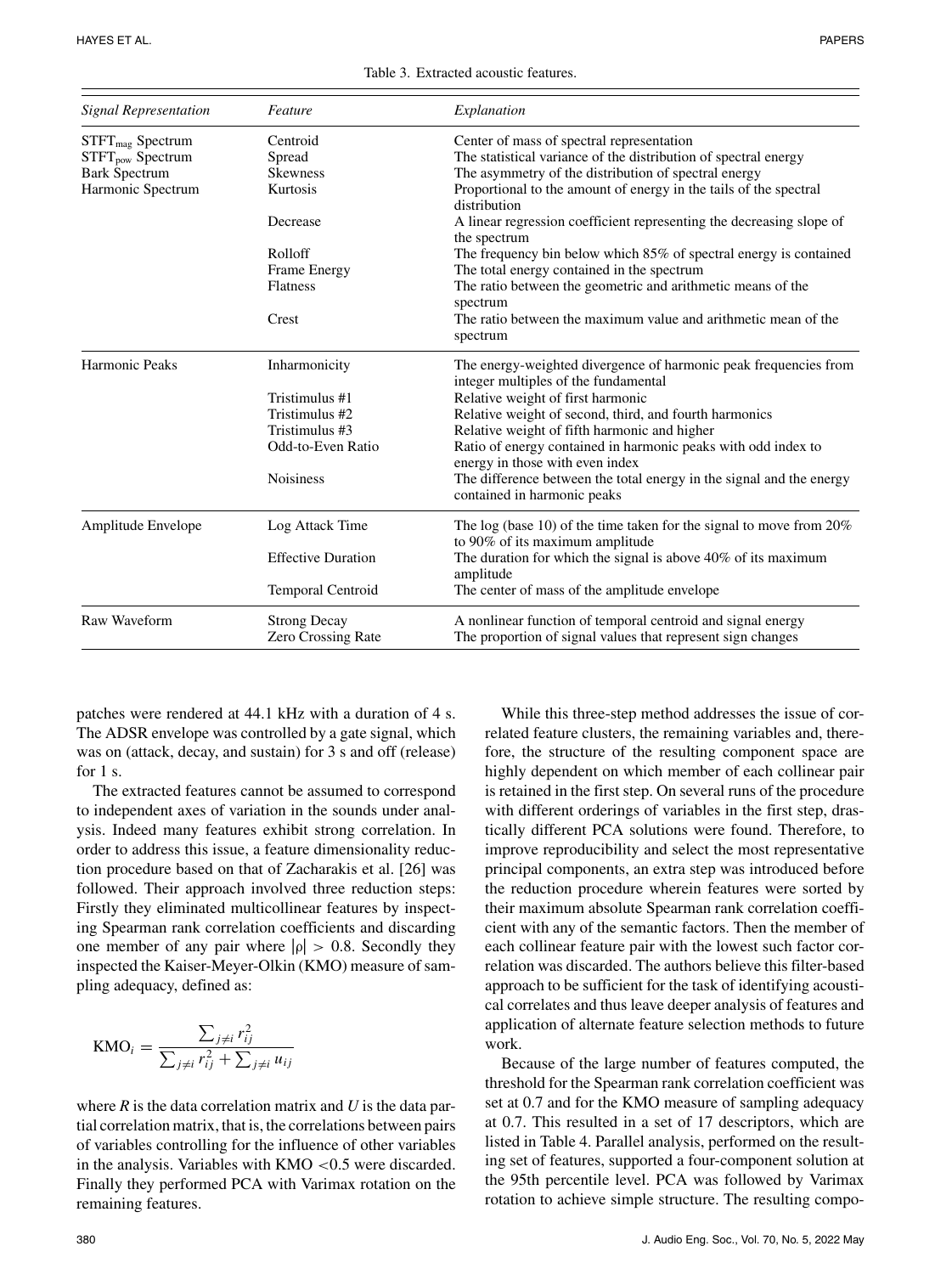Table 3. Extracted acoustic features.

| *Signal Representation* | *Feature* | *Explanation* |
|---|---|---|
| $\text{STFT}_{\text{mag}}$ Spectrum<br>$\text{STFT}_{\text{pow}}$ Spectrum<br>Bark Spectrum<br>Harmonic Spectrum | Centroid | Center of mass of spectral representation |
| | Spread | The statistical variance of the distribution of spectral energy |
| | Skewness | The asymmetry of the distribution of spectral energy |
| | Kurtosis | Proportional to the amount of energy in the tails of the spectral distribution |
| | Decrease | A linear regression coefficient representing the decreasing slope of the spectrum |
| | Rolloff | The frequency bin below which 85% of spectral energy is contained |
| | Frame Energy | The total energy contained in the spectrum |
| | Flatness | The ratio between the geometric and arithmetic means of the spectrum |
| | Crest | The ratio between the maximum value and arithmetic mean of the spectrum |
| Harmonic Peaks | Inharmonicity | The energy-weighted divergence of harmonic peak frequencies from integer multiples of the fundamental |
| | Tristimulus #1 | Relative weight of first harmonic |
| | Tristimulus #2 | Relative weight of second, third, and fourth harmonics |
| | Tristimulus #3 | Relative weight of fifth harmonic and higher |
| | Odd-to-Even Ratio | Ratio of energy contained in harmonic peaks with odd index to energy in those with even index |
| | Noisiness | The difference between the total energy in the signal and the energy contained in harmonic peaks |
| Amplitude Envelope | Log Attack Time | The log (base 10) of the time taken for the signal to move from 20% to 90% of its maximum amplitude |
| | Effective Duration | The duration for which the signal is above 40% of its maximum amplitude |
| | Temporal Centroid | The center of mass of the amplitude envelope |
| Raw Waveform | Strong Decay | A nonlinear function of temporal centroid and signal energy |
| | Zero Crossing Rate | The proportion of signal values that represent sign changes |

patches were rendered at 44.1 kHz with a duration of 4 s. The ADSR envelope was controlled by a gate signal, which was on (attack, decay, and sustain) for 3 s and off (release) for 1 s.

The extracted features cannot be assumed to correspond to independent axes of variation in the sounds under analysis. Indeed many features exhibit strong correlation. In order to address this issue, a feature dimensionality reduction procedure based on that of Zacharakis et al. [26] was followed. Their approach involved three reduction steps: Firstly they eliminated multicollinear features by inspecting Spearman rank correlation coefficients and discarding one member of any pair where $|\rho| > 0.8$. Secondly they inspected the Kaiser-Meyer-Olkin (KMO) measure of sampling adequacy, defined as:

$$\text{KMO}_i = \frac{\sum_{j \neq i} r_{ij}^2}{\sum_{j \neq i} r_{ij}^2 + \sum_{j \neq i} u_{ij}}$$

where $R$ is the data correlation matrix and $U$ is the data partial correlation matrix, that is, the correlations between pairs of variables controlling for the influence of other variables in the analysis. Variables with KMO $<0.5$ were discarded. Finally they performed PCA with Varimax rotation on the remaining features.

While this three-step method addresses the issue of correlated feature clusters, the remaining variables and, therefore, the structure of the resulting component space are highly dependent on which member of each collinear pair is retained in the first step. On several runs of the procedure with different orderings of variables in the first step, drastically different PCA solutions were found. Therefore, to improve reproducibility and select the most representative principal components, an extra step was introduced before the reduction procedure wherein features were sorted by their maximum absolute Spearman rank correlation coefficient with any of the semantic factors. Then the member of each collinear feature pair with the lowest such factor correlation was discarded. The authors believe this filter-based approach to be sufficient for the task of identifying acoustical correlates and thus leave deeper analysis of features and application of alternate feature selection methods to future work.

Because of the large number of features computed, the threshold for the Spearman rank correlation coefficient was set at 0.7 and for the KMO measure of sampling adequacy at 0.7. This resulted in a set of 17 descriptors, which are listed in Table 4. Parallel analysis, performed on the resulting set of features, supported a four-component solution at the 95th percentile level. PCA was followed by Varimax rotation to achieve simple structure. The resulting compo-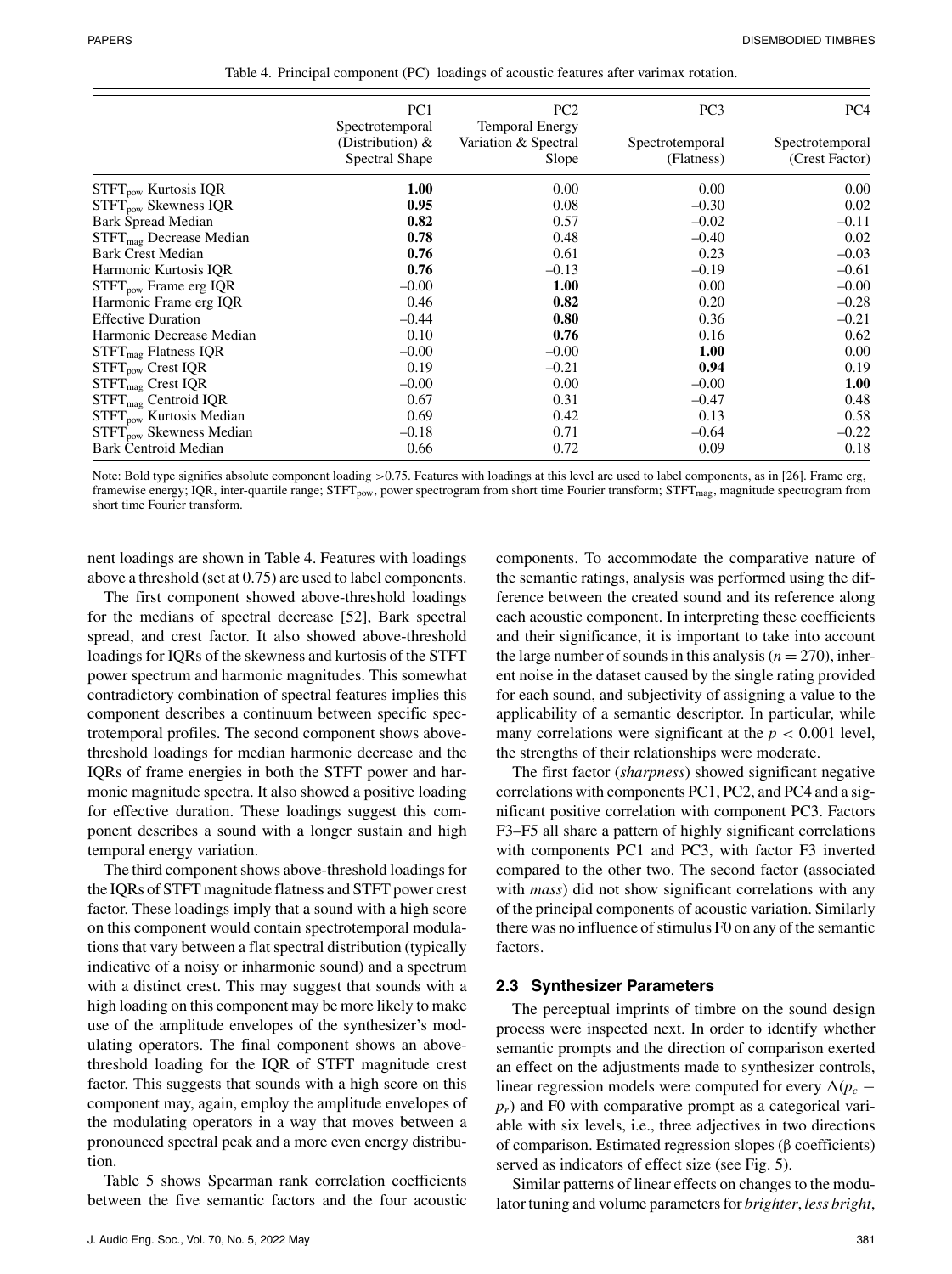Table 4. Principal component (PC) loadings of acoustic features after varimax rotation.

| | PC1 Spectrotemporal (Distribution) & Spectral Shape | PC2 Temporal Energy Variation & Spectral Slope | PC3 Spectrotemporal (Flatness) | PC4 Spectrotemporal (Crest Factor) |
|---|---|---|---|---|
| $STFT_{pow}$ Kurtosis IQR | **1.00** | 0.00 | 0.00 | 0.00 |
| $STFT_{pow}$ Skewness IQR | **0.95** | 0.08 | –0.30 | 0.02 |
| Bark Spread Median | **0.82** | 0.57 | –0.02 | –0.11 |
| $STFT_{mag}$ Decrease Median | **0.78** | 0.48 | –0.40 | 0.02 |
| Bark Crest Median | **0.76** | 0.61 | 0.23 | –0.03 |
| Harmonic Kurtosis IQR | **0.76** | –0.13 | –0.19 | –0.61 |
| $STFT_{pow}$ Frame erg IQR | –0.00 | **1.00** | 0.00 | –0.00 |
| Harmonic Frame erg IQR | 0.46 | **0.82** | 0.20 | –0.28 |
| Effective Duration | –0.44 | **0.80** | 0.36 | –0.21 |
| Harmonic Decrease Median | 0.10 | **0.76** | 0.16 | 0.62 |
| $STFT_{mag}$ Flatness IQR | –0.00 | –0.00 | **1.00** | 0.00 |
| $STFT_{pow}$ Crest IQR | 0.19 | –0.21 | **0.94** | 0.19 |
| $STFT_{mag}$ Crest IQR | –0.00 | 0.00 | –0.00 | **1.00** |
| $STFT_{mag}$ Centroid IQR | 0.67 | 0.31 | –0.47 | 0.48 |
| $STFT_{pow}$ Kurtosis Median | 0.69 | 0.42 | 0.13 | 0.58 |
| $STFT_{pow}$ Skewness Median | –0.18 | 0.71 | –0.64 | –0.22 |
| Bark Centroid Median | 0.66 | 0.72 | 0.09 | 0.18 |

Note: Bold type signifies absolute component loading >0.75. Features with loadings at this level are used to label components, as in [26]. Frame erg, framewise energy; IQR, inter-quartile range; $STFT_{pow}$, power spectrogram from short time Fourier transform; $STFT_{mag}$, magnitude spectrogram from short time Fourier transform.

nent loadings are shown in Table 4. Features with loadings above a threshold (set at 0.75) are used to label components.

The first component showed above-threshold loadings for the medians of spectral decrease [52], Bark spectral spread, and crest factor. It also showed above-threshold loadings for IQRs of the skewness and kurtosis of the STFT power spectrum and harmonic magnitudes. This somewhat contradictory combination of spectral features implies this component describes a continuum between specific spectrotemporal profiles. The second component shows above-threshold loadings for median harmonic decrease and the IQRs of frame energies in both the STFT power and harmonic magnitude spectra. It also showed a positive loading for effective duration. These loadings suggest this component describes a sound with a longer sustain and high temporal energy variation.

The third component shows above-threshold loadings for the IQRs of STFT magnitude flatness and STFT power crest factor. These loadings imply that a sound with a high score on this component would contain spectrotemporal modulations that vary between a flat spectral distribution (typically indicative of a noisy or inharmonic sound) and a spectrum with a distinct crest. This may suggest that sounds with a high loading on this component may be more likely to make use of the amplitude envelopes of the synthesizer's modulating operators. The final component shows an above-threshold loading for the IQR of STFT magnitude crest factor. This suggests that sounds with a high score on this component may, again, employ the amplitude envelopes of the modulating operators in a way that moves between a pronounced spectral peak and a more even energy distribution.

Table 5 shows Spearman rank correlation coefficients between the five semantic factors and the four acoustic components. To accommodate the comparative nature of the semantic ratings, analysis was performed using the difference between the created sound and its reference along each acoustic component. In interpreting these coefficients and their significance, it is important to take into account the large number of sounds in this analysis ($n = 270$), inherent noise in the dataset caused by the single rating provided for each sound, and subjectivity of assigning a value to the applicability of a semantic descriptor. In particular, while many correlations were significant at the $p < 0.001$ level, the strengths of their relationships were moderate.

The first factor (*sharpness*) showed significant negative correlations with components PC1, PC2, and PC4 and a significant positive correlation with component PC3. Factors F3–F5 all share a pattern of highly significant correlations with components PC1 and PC3, with factor F3 inverted compared to the other two. The second factor (associated with *mass*) did not show significant correlations with any of the principal components of acoustic variation. Similarly there was no influence of stimulus F0 on any of the semantic factors.

### 2.3 Synthesizer Parameters

The perceptual imprints of timbre on the sound design process were inspected next. In order to identify whether semantic prompts and the direction of comparison exerted an effect on the adjustments made to synthesizer controls, linear regression models were computed for every $\Delta(p_c - p_r)$ and F0 with comparative prompt as a categorical variable with six levels, i.e., three adjectives in two directions of comparison. Estimated regression slopes (β coefficients) served as indicators of effect size (see Fig. 5).

Similar patterns of linear effects on changes to the modulator tuning and volume parameters for *brighter*, *less bright*,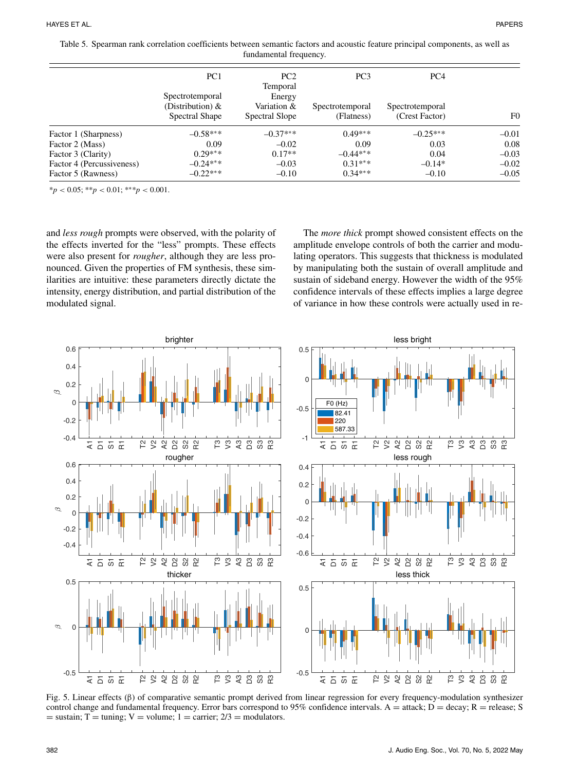Table 5. Spearman rank correlation coefficients between semantic factors and acoustic feature principal components, as well as fundamental frequency.

| | PC1 Spectrotemporal (Distribution) & Spectral Shape | PC2 Temporal Energy Variation & Spectral Slope | PC3 Spectrotemporal (Flatness) | PC4 Spectrotemporal (Crest Factor) | F0 |
|---|---|---|---|---|---|
| Factor 1 (Sharpness) | –0.58*** | –0.37*** | 0.49*** | –0.25*** | –0.01 |
| Factor 2 (Mass) | 0.09 | –0.02 | 0.09 | 0.03 | 0.08 |
| Factor 3 (Clarity) | 0.29*** | 0.17** | –0.44*** | 0.04 | –0.03 |
| Factor 4 (Percussiveness) | –0.24*** | –0.03 | 0.31*** | –0.14* | –0.02 |
| Factor 5 (Rawness) | –0.22*** | –0.10 | 0.34*** | –0.10 | –0.05 |

*$p < 0.05$; **$p < 0.01$; ***$p < 0.001$.

and *less rough* prompts were observed, with the polarity of the effects inverted for the "less" prompts. These effects were also present for *rougher*, although they are less pronounced. Given the properties of FM synthesis, these similarities are intuitive: these parameters directly dictate the intensity, energy distribution, and partial distribution of the modulated signal.

The *more thick* prompt showed consistent effects on the amplitude envelope controls of both the carrier and modulating operators. This suggests that thickness is modulated by manipulating both the sustain of overall amplitude and sustain of sideband energy. However the width of the 95% confidence intervals of these effects implies a large degree of variance in how these controls were actually used in re-

Fig. 5. Linear effects (β) of comparative semantic prompt derived from linear regression for every frequency-modulation synthesizer control change and fundamental frequency. Error bars correspond to 95% confidence intervals. A = attack; D = decay; R = release; S = sustain; T = tuning; V = volume; 1 = carrier; 2/3 = modulators.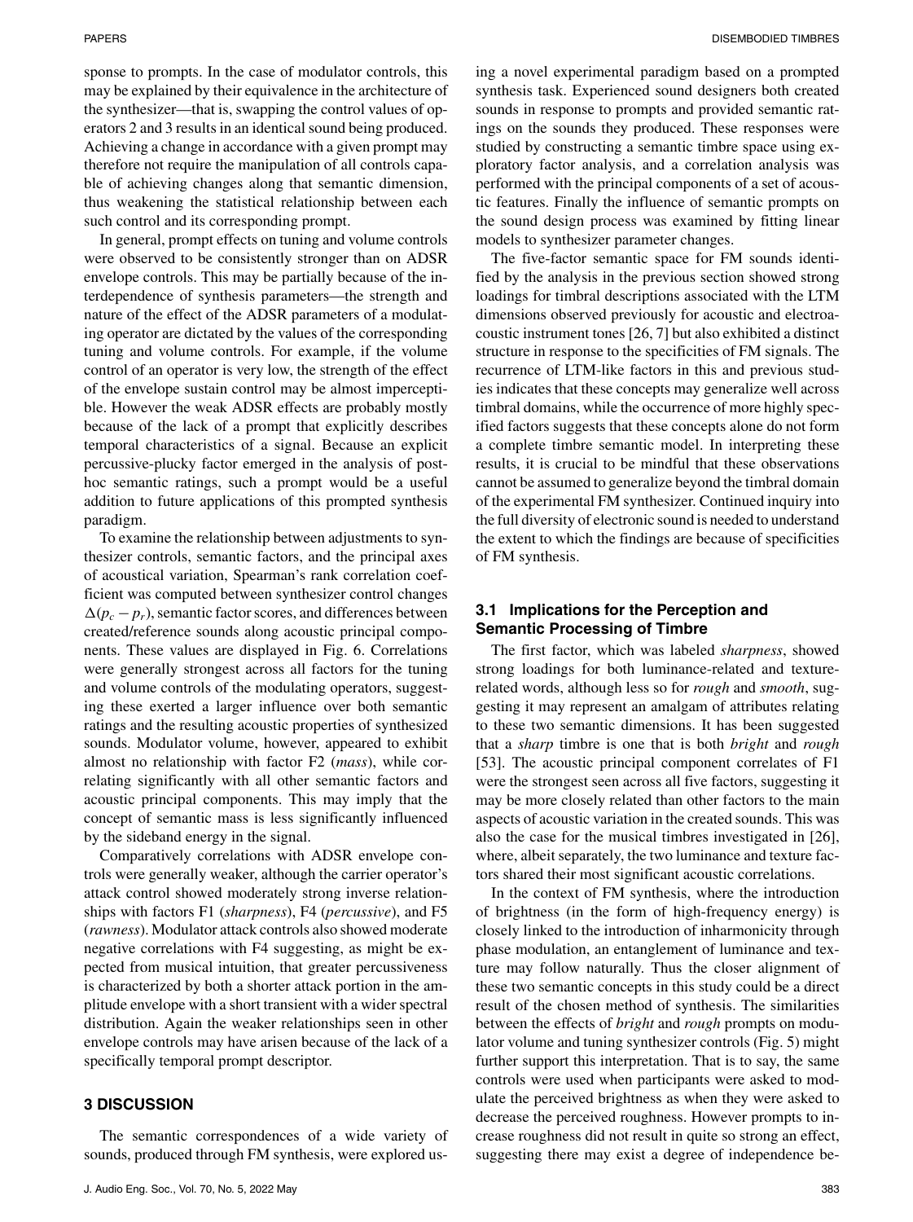sponse to prompts. In the case of modulator controls, this may be explained by their equivalence in the architecture of the synthesizer—that is, swapping the control values of operators 2 and 3 results in an identical sound being produced. Achieving a change in accordance with a given prompt may therefore not require the manipulation of all controls capable of achieving changes along that semantic dimension, thus weakening the statistical relationship between each such control and its corresponding prompt.

In general, prompt effects on tuning and volume controls were observed to be consistently stronger than on ADSR envelope controls. This may be partially because of the interdependence of synthesis parameters—the strength and nature of the effect of the ADSR parameters of a modulating operator are dictated by the values of the corresponding tuning and volume controls. For example, if the volume control of an operator is very low, the strength of the effect of the envelope sustain control may be almost imperceptible. However the weak ADSR effects are probably mostly because of the lack of a prompt that explicitly describes temporal characteristics of a signal. Because an explicit percussive-plucky factor emerged in the analysis of post-hoc semantic ratings, such a prompt would be a useful addition to future applications of this prompted synthesis paradigm.

To examine the relationship between adjustments to synthesizer controls, semantic factors, and the principal axes of acoustical variation, Spearman's rank correlation coefficient was computed between synthesizer control changes $\Delta(p_c - p_r)$, semantic factor scores, and differences between created/reference sounds along acoustic principal components. These values are displayed in Fig. 6. Correlations were generally strongest across all factors for the tuning and volume controls of the modulating operators, suggesting these exerted a larger influence over both semantic ratings and the resulting acoustic properties of synthesized sounds. Modulator volume, however, appeared to exhibit almost no relationship with factor F2 (*mass*), while correlating significantly with all other semantic factors and acoustic principal components. This may imply that the concept of semantic mass is less significantly influenced by the sideband energy in the signal.

Comparatively correlations with ADSR envelope controls were generally weaker, although the carrier operator's attack control showed moderately strong inverse relationships with factors F1 (*sharpness*), F4 (*percussive*), and F5 (*rawness*). Modulator attack controls also showed moderate negative correlations with F4 suggesting, as might be expected from musical intuition, that greater percussiveness is characterized by both a shorter attack portion in the amplitude envelope with a short transient with a wider spectral distribution. Again the weaker relationships seen in other envelope controls may have arisen because of the lack of a specifically temporal prompt descriptor.

## 3 DISCUSSION

The semantic correspondences of a wide variety of sounds, produced through FM synthesis, were explored using a novel experimental paradigm based on a prompted synthesis task. Experienced sound designers both created sounds in response to prompts and provided semantic ratings on the sounds they produced. These responses were studied by constructing a semantic timbre space using exploratory factor analysis, and a correlation analysis was performed with the principal components of a set of acoustic features. Finally the influence of semantic prompts on the sound design process was examined by fitting linear models to synthesizer parameter changes.

The five-factor semantic space for FM sounds identified by the analysis in the previous section showed strong loadings for timbral descriptions associated with the LTM dimensions observed previously for acoustic and electroacoustic instrument tones [26, 7] but also exhibited a distinct structure in response to the specificities of FM signals. The recurrence of LTM-like factors in this and previous studies indicates that these concepts may generalize well across timbral domains, while the occurrence of more highly specified factors suggests that these concepts alone do not form a complete timbre semantic model. In interpreting these results, it is crucial to be mindful that these observations cannot be assumed to generalize beyond the timbral domain of the experimental FM synthesizer. Continued inquiry into the full diversity of electronic sound is needed to understand the extent to which the findings are because of specificities of FM synthesis.

### 3.1 Implications for the Perception and Semantic Processing of Timbre

The first factor, which was labeled *sharpness*, showed strong loadings for both luminance-related and texture-related words, although less so for *rough* and *smooth*, suggesting it may represent an amalgam of attributes relating to these two semantic dimensions. It has been suggested that a *sharp* timbre is one that is both *bright* and *rough* [53]. The acoustic principal component correlates of F1 were the strongest seen across all five factors, suggesting it may be more closely related than other factors to the main aspects of acoustic variation in the created sounds. This was also the case for the musical timbres investigated in [26], where, albeit separately, the two luminance and texture factors shared their most significant acoustic correlations.

In the context of FM synthesis, where the introduction of brightness (in the form of high-frequency energy) is closely linked to the introduction of inharmonicity through phase modulation, an entanglement of luminance and texture may follow naturally. Thus the closer alignment of these two semantic concepts in this study could be a direct result of the chosen method of synthesis. The similarities between the effects of *bright* and *rough* prompts on modulator volume and tuning synthesizer controls (Fig. 5) might further support this interpretation. That is to say, the same controls were used when participants were asked to modulate the perceived brightness as when they were asked to decrease the perceived roughness. However prompts to increase roughness did not result in quite so strong an effect, suggesting there may exist a degree of independence be-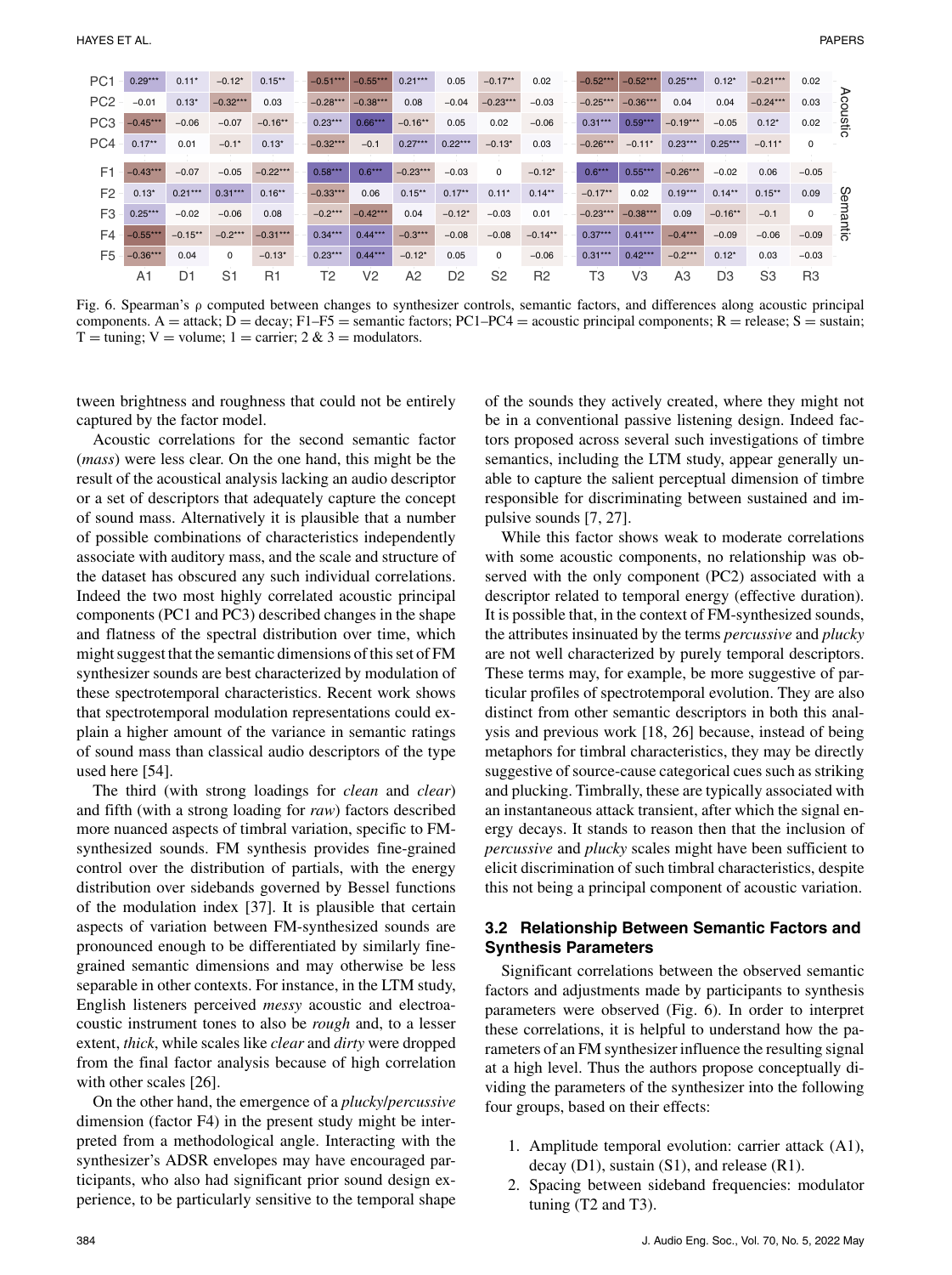| | A1 | D1 | S1 | R1 | T2 | V2 | A2 | D2 | S2 | R2 | T3 | V3 | A3 | D3 | S3 | R3 | |
|---|---|---|---|---|---|---|---|---|---|---|---|---|---|---|---|---|---|
| PC1 | 0.29*** | 0.11* | −0.12* | 0.15** | −0.51*** | −0.55*** | 0.21*** | 0.05 | −0.17** | 0.02 | −0.52*** | −0.52*** | 0.25*** | 0.12* | −0.21*** | 0.02 | Acoustic |
| PC2 | −0.01 | 0.13* | −0.32*** | 0.03 | −0.28*** | −0.38*** | 0.08 | −0.04 | −0.23*** | −0.03 | −0.25*** | −0.36*** | 0.04 | 0.04 | −0.24*** | 0.03 | |
| PC3 | −0.45*** | −0.06 | −0.07 | −0.16** | 0.23*** | 0.66*** | −0.16** | 0.05 | 0.02 | −0.06 | 0.31*** | 0.59*** | −0.19*** | −0.05 | 0.12* | 0.02 | |
| PC4 | 0.17** | 0.01 | −0.1* | 0.13* | −0.32*** | −0.1 | 0.27*** | 0.22*** | −0.13* | 0.03 | −0.26*** | −0.11* | 0.23*** | 0.25*** | −0.11* | 0 | |
| F1 | −0.43*** | −0.07 | −0.05 | −0.22*** | 0.58*** | 0.6*** | −0.23*** | −0.03 | 0 | −0.12* | 0.6*** | 0.55*** | −0.26*** | −0.02 | 0.06 | −0.05 | Semantic |
| F2 | 0.13* | 0.21*** | 0.31*** | 0.16** | −0.33*** | 0.06 | 0.15** | 0.17** | 0.11* | 0.14** | −0.17** | 0.02 | 0.19*** | 0.14** | 0.15** | 0.09 | |
| F3 | 0.25*** | −0.02 | −0.06 | 0.08 | −0.2*** | −0.42*** | 0.04 | −0.12* | −0.03 | 0.01 | −0.23*** | −0.38*** | 0.09 | −0.16** | −0.1 | 0 | |
| F4 | −0.55*** | −0.15** | −0.2*** | −0.31*** | 0.34*** | 0.44*** | −0.3*** | −0.08 | −0.08 | −0.14** | 0.37*** | 0.41*** | −0.4*** | −0.09 | −0.06 | −0.09 | |
| F5 | −0.36*** | 0.04 | 0 | −0.13* | 0.23*** | 0.44*** | −0.12* | 0.05 | 0 | −0.06 | 0.31*** | 0.42*** | −0.2*** | 0.12* | 0.03 | −0.03 | |

Fig. 6. Spearman's ρ computed between changes to synthesizer controls, semantic factors, and differences along acoustic principal components. A = attack; D = decay; F1–F5 = semantic factors; PC1–PC4 = acoustic principal components; R = release; S = sustain; T = tuning; V = volume; 1 = carrier; 2 & 3 = modulators.

tween brightness and roughness that could not be entirely captured by the factor model.

Acoustic correlations for the second semantic factor (*mass*) were less clear. On the one hand, this might be the result of the acoustical analysis lacking an audio descriptor or a set of descriptors that adequately capture the concept of sound mass. Alternatively it is plausible that a number of possible combinations of characteristics independently associate with auditory mass, and the scale and structure of the dataset has obscured any such individual correlations. Indeed the two most highly correlated acoustic principal components (PC1 and PC3) described changes in the shape and flatness of the spectral distribution over time, which might suggest that the semantic dimensions of this set of FM synthesizer sounds are best characterized by modulation of these spectrotemporal characteristics. Recent work shows that spectrotemporal modulation representations could explain a higher amount of the variance in semantic ratings of sound mass than classical audio descriptors of the type used here [54].

The third (with strong loadings for *clean* and *clear*) and fifth (with a strong loading for *raw*) factors described more nuanced aspects of timbral variation, specific to FM-synthesized sounds. FM synthesis provides fine-grained control over the distribution of partials, with the energy distribution over sidebands governed by Bessel functions of the modulation index [37]. It is plausible that certain aspects of variation between FM-synthesized sounds are pronounced enough to be differentiated by similarly fine-grained semantic dimensions and may otherwise be less separable in other contexts. For instance, in the LTM study, English listeners perceived *messy* acoustic and electroacoustic instrument tones to also be *rough* and, to a lesser extent, *thick*, while scales like *clear* and *dirty* were dropped from the final factor analysis because of high correlation with other scales [26].

On the other hand, the emergence of a *plucky*/*percussive* dimension (factor F4) in the present study might be interpreted from a methodological angle. Interacting with the synthesizer's ADSR envelopes may have encouraged participants, who also had significant prior sound design experience, to be particularly sensitive to the temporal shape of the sounds they actively created, where they might not be in a conventional passive listening design. Indeed factors proposed across several such investigations of timbre semantics, including the LTM study, appear generally unable to capture the salient perceptual dimension of timbre responsible for discriminating between sustained and impulsive sounds [7, 27].

While this factor shows weak to moderate correlations with some acoustic components, no relationship was observed with the only component (PC2) associated with a descriptor related to temporal energy (effective duration). It is possible that, in the context of FM-synthesized sounds, the attributes insinuated by the terms *percussive* and *plucky* are not well characterized by purely temporal descriptors. These terms may, for example, be more suggestive of particular profiles of spectrotemporal evolution. They are also distinct from other semantic descriptors in both this analysis and previous work [18, 26] because, instead of being metaphors for timbral characteristics, they may be directly suggestive of source-cause categorical cues such as striking and plucking. Timbrally, these are typically associated with an instantaneous attack transient, after which the signal energy decays. It stands to reason then that the inclusion of *percussive* and *plucky* scales might have been sufficient to elicit discrimination of such timbral characteristics, despite this not being a principal component of acoustic variation.

### 3.2 Relationship Between Semantic Factors and Synthesis Parameters

Significant correlations between the observed semantic factors and adjustments made by participants to synthesis parameters were observed (Fig. 6). In order to interpret these correlations, it is helpful to understand how the parameters of an FM synthesizer influence the resulting signal at a high level. Thus the authors propose conceptually dividing the parameters of the synthesizer into the following four groups, based on their effects:

1. Amplitude temporal evolution: carrier attack (A1), decay (D1), sustain (S1), and release (R1).
2. Spacing between sideband frequencies: modulator tuning (T2 and T3).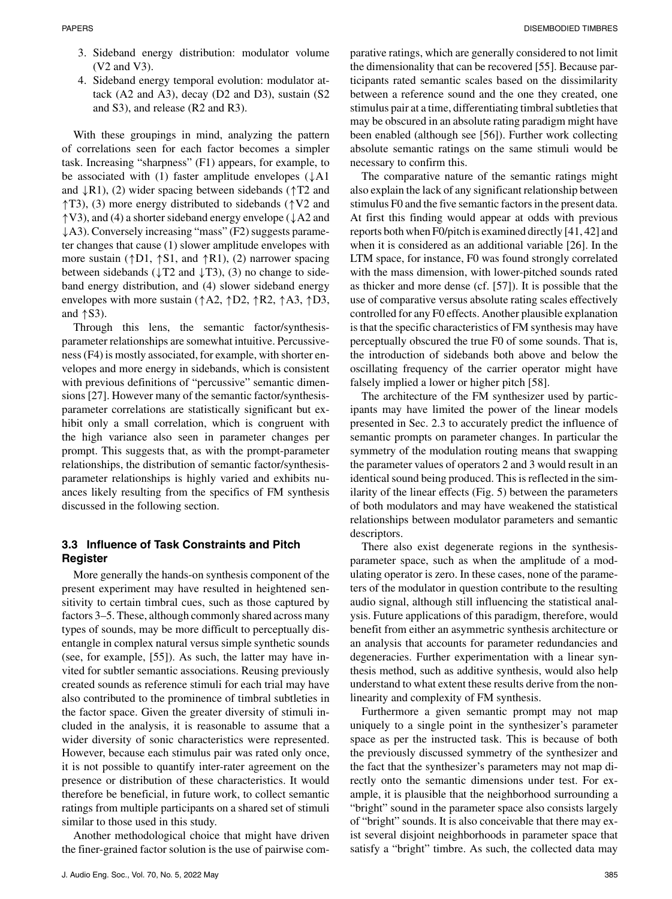3. Sideband energy distribution: modulator volume (V2 and V3).
4. Sideband energy temporal evolution: modulator attack (A2 and A3), decay (D2 and D3), sustain (S2 and S3), and release (R2 and R3).

With these groupings in mind, analyzing the pattern of correlations seen for each factor becomes a simpler task. Increasing "sharpness" (F1) appears, for example, to be associated with (1) faster amplitude envelopes (↓A1 and ↓R1), (2) wider spacing between sidebands (↑T2 and ↑T3), (3) more energy distributed to sidebands (↑V2 and ↑V3), and (4) a shorter sideband energy envelope (↓A2 and ↓A3). Conversely increasing "mass" (F2) suggests parameter changes that cause (1) slower amplitude envelopes with more sustain (↑D1, ↑S1, and ↑R1), (2) narrower spacing between sidebands (↓T2 and ↓T3), (3) no change to sideband energy distribution, and (4) slower sideband energy envelopes with more sustain (↑A2, ↑D2, ↑R2, ↑A3, ↑D3, and ↑S3).

Through this lens, the semantic factor/synthesis-parameter relationships are somewhat intuitive. Percussiveness (F4) is mostly associated, for example, with shorter envelopes and more energy in sidebands, which is consistent with previous definitions of "percussive" semantic dimensions [27]. However many of the semantic factor/synthesis-parameter correlations are statistically significant but exhibit only a small correlation, which is congruent with the high variance also seen in parameter changes per prompt. This suggests that, as with the prompt-parameter relationships, the distribution of semantic factor/synthesis-parameter relationships is highly varied and exhibits nuances likely resulting from the specifics of FM synthesis discussed in the following section.

### 3.3 Influence of Task Constraints and Pitch Register

More generally the hands-on synthesis component of the present experiment may have resulted in heightened sensitivity to certain timbral cues, such as those captured by factors 3–5. These, although commonly shared across many types of sounds, may be more difficult to perceptually disentangle in complex natural versus simple synthetic sounds (see, for example, [55]). As such, the latter may have invited for subtler semantic associations. Reusing previously created sounds as reference stimuli for each trial may have also contributed to the prominence of timbral subtleties in the factor space. Given the greater diversity of stimuli included in the analysis, it is reasonable to assume that a wider diversity of sonic characteristics were represented. However, because each stimulus pair was rated only once, it is not possible to quantify inter-rater agreement on the presence or distribution of these characteristics. It would therefore be beneficial, in future work, to collect semantic ratings from multiple participants on a shared set of stimuli similar to those used in this study.

Another methodological choice that might have driven the finer-grained factor solution is the use of pairwise comparative ratings, which are generally considered to not limit the dimensionality that can be recovered [55]. Because participants rated semantic scales based on the dissimilarity between a reference sound and the one they created, one stimulus pair at a time, differentiating timbral subtleties that may be obscured in an absolute rating paradigm might have been enabled (although see [56]). Further work collecting absolute semantic ratings on the same stimuli would be necessary to confirm this.

The comparative nature of the semantic ratings might also explain the lack of any significant relationship between stimulus F0 and the five semantic factors in the present data. At first this finding would appear at odds with previous reports both when F0/pitch is examined directly [41, 42] and when it is considered as an additional variable [26]. In the LTM space, for instance, F0 was found strongly correlated with the mass dimension, with lower-pitched sounds rated as thicker and more dense (cf. [57]). It is possible that the use of comparative versus absolute rating scales effectively controlled for any F0 effects. Another plausible explanation is that the specific characteristics of FM synthesis may have perceptually obscured the true F0 of some sounds. That is, the introduction of sidebands both above and below the oscillating frequency of the carrier operator might have falsely implied a lower or higher pitch [58].

The architecture of the FM synthesizer used by participants may have limited the power of the linear models presented in Sec. 2.3 to accurately predict the influence of semantic prompts on parameter changes. In particular the symmetry of the modulation routing means that swapping the parameter values of operators 2 and 3 would result in an identical sound being produced. This is reflected in the similarity of the linear effects (Fig. 5) between the parameters of both modulators and may have weakened the statistical relationships between modulator parameters and semantic descriptors.

There also exist degenerate regions in the synthesis-parameter space, such as when the amplitude of a modulating operator is zero. In these cases, none of the parameters of the modulator in question contribute to the resulting audio signal, although still influencing the statistical analysis. Future applications of this paradigm, therefore, would benefit from either an asymmetric synthesis architecture or an analysis that accounts for parameter redundancies and degeneracies. Further experimentation with a linear synthesis method, such as additive synthesis, would also help understand to what extent these results derive from the nonlinearity and complexity of FM synthesis.

Furthermore a given semantic prompt may not map uniquely to a single point in the synthesizer's parameter space as per the instructed task. This is because of both the previously discussed symmetry of the synthesizer and the fact that the synthesizer's parameters may not map directly onto the semantic dimensions under test. For example, it is plausible that the neighborhood surrounding a "bright" sound in the parameter space also consists largely of "bright" sounds. It is also conceivable that there may exist several disjoint neighborhoods in parameter space that satisfy a "bright" timbre. As such, the collected data may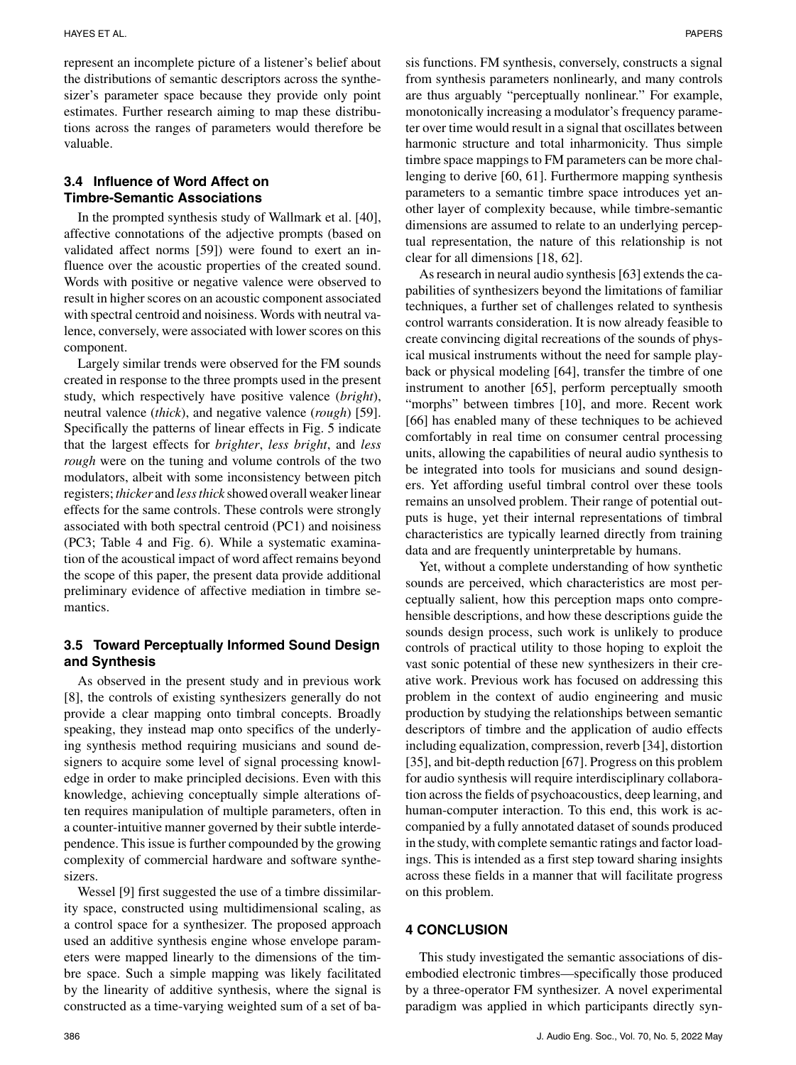represent an incomplete picture of a listener's belief about the distributions of semantic descriptors across the synthesizer's parameter space because they provide only point estimates. Further research aiming to map these distributions across the ranges of parameters would therefore be valuable.

### 3.4 Influence of Word Affect on Timbre-Semantic Associations

In the prompted synthesis study of Wallmark et al. [40], affective connotations of the adjective prompts (based on validated affect norms [59]) were found to exert an influence over the acoustic properties of the created sound. Words with positive or negative valence were observed to result in higher scores on an acoustic component associated with spectral centroid and noisiness. Words with neutral valence, conversely, were associated with lower scores on this component.

Largely similar trends were observed for the FM sounds created in response to the three prompts used in the present study, which respectively have positive valence (*bright*), neutral valence (*thick*), and negative valence (*rough*) [59]. Specifically the patterns of linear effects in Fig. 5 indicate that the largest effects for *brighter*, *less bright*, and *less rough* were on the tuning and volume controls of the two modulators, albeit with some inconsistency between pitch registers; *thicker* and *less thick* showed overall weaker linear effects for the same controls. These controls were strongly associated with both spectral centroid (PC1) and noisiness (PC3; Table 4 and Fig. 6). While a systematic examination of the acoustical impact of word affect remains beyond the scope of this paper, the present data provide additional preliminary evidence of affective mediation in timbre semantics.

### 3.5 Toward Perceptually Informed Sound Design and Synthesis

As observed in the present study and in previous work [8], the controls of existing synthesizers generally do not provide a clear mapping onto timbral concepts. Broadly speaking, they instead map onto specifics of the underlying synthesis method requiring musicians and sound designers to acquire some level of signal processing knowledge in order to make principled decisions. Even with this knowledge, achieving conceptually simple alterations often requires manipulation of multiple parameters, often in a counter-intuitive manner governed by their subtle interdependence. This issue is further compounded by the growing complexity of commercial hardware and software synthesizers.

Wessel [9] first suggested the use of a timbre dissimilarity space, constructed using multidimensional scaling, as a control space for a synthesizer. The proposed approach used an additive synthesis engine whose envelope parameters were mapped linearly to the dimensions of the timbre space. Such a simple mapping was likely facilitated by the linearity of additive synthesis, where the signal is constructed as a time-varying weighted sum of a set of basis functions. FM synthesis, conversely, constructs a signal from synthesis parameters nonlinearly, and many controls are thus arguably "perceptually nonlinear." For example, monotonically increasing a modulator's frequency parameter over time would result in a signal that oscillates between harmonic structure and total inharmonicity. Thus simple timbre space mappings to FM parameters can be more challenging to derive [60, 61]. Furthermore mapping synthesis parameters to a semantic timbre space introduces yet another layer of complexity because, while timbre-semantic dimensions are assumed to relate to an underlying perceptual representation, the nature of this relationship is not clear for all dimensions [18, 62].

As research in neural audio synthesis [63] extends the capabilities of synthesizers beyond the limitations of familiar techniques, a further set of challenges related to synthesis control warrants consideration. It is now already feasible to create convincing digital recreations of the sounds of physical musical instruments without the need for sample playback or physical modeling [64], transfer the timbre of one instrument to another [65], perform perceptually smooth "morphs" between timbres [10], and more. Recent work [66] has enabled many of these techniques to be achieved comfortably in real time on consumer central processing units, allowing the capabilities of neural audio synthesis to be integrated into tools for musicians and sound designers. Yet affording useful timbral control over these tools remains an unsolved problem. Their range of potential outputs is huge, yet their internal representations of timbral characteristics are typically learned directly from training data and are frequently uninterpretable by humans.

Yet, without a complete understanding of how synthetic sounds are perceived, which characteristics are most perceptually salient, how this perception maps onto comprehensible descriptions, and how these descriptions guide the sounds design process, such work is unlikely to produce controls of practical utility to those hoping to exploit the vast sonic potential of these new synthesizers in their creative work. Previous work has focused on addressing this problem in the context of audio engineering and music production by studying the relationships between semantic descriptors of timbre and the application of audio effects including equalization, compression, reverb [34], distortion [35], and bit-depth reduction [67]. Progress on this problem for audio synthesis will require interdisciplinary collaboration across the fields of psychoacoustics, deep learning, and human-computer interaction. To this end, this work is accompanied by a fully annotated dataset of sounds produced in the study, with complete semantic ratings and factor loadings. This is intended as a first step toward sharing insights across these fields in a manner that will facilitate progress on this problem.

## 4 CONCLUSION

This study investigated the semantic associations of disembodied electronic timbres—specifically those produced by a three-operator FM synthesizer. A novel experimental paradigm was applied in which participants directly syn-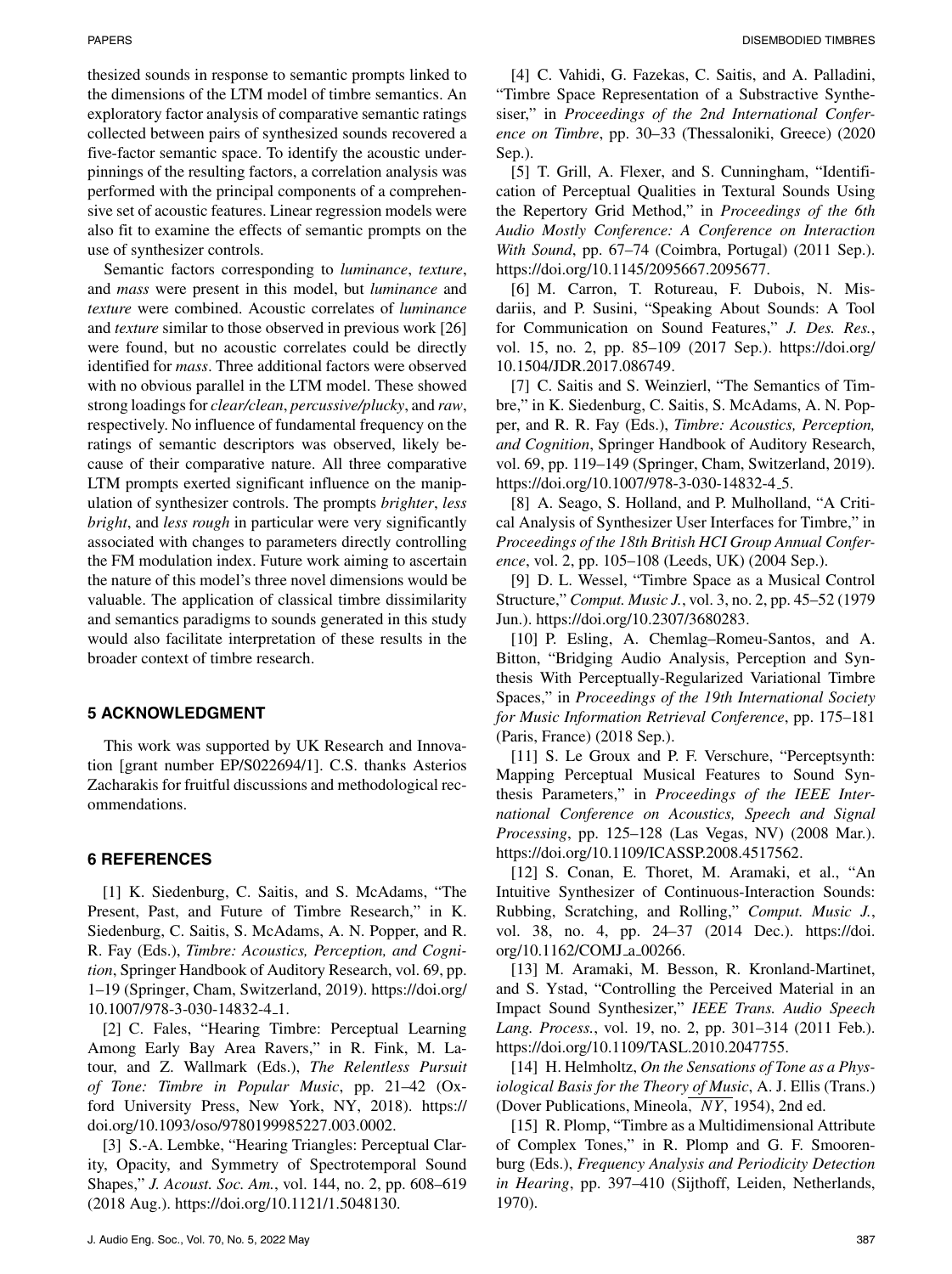thesized sounds in response to semantic prompts linked to the dimensions of the LTM model of timbre semantics. An exploratory factor analysis of comparative semantic ratings collected between pairs of synthesized sounds recovered a five-factor semantic space. To identify the acoustic underpinnings of the resulting factors, a correlation analysis was performed with the principal components of a comprehensive set of acoustic features. Linear regression models were also fit to examine the effects of semantic prompts on the use of synthesizer controls.

Semantic factors corresponding to *luminance*, *texture*, and *mass* were present in this model, but *luminance* and *texture* were combined. Acoustic correlates of *luminance* and *texture* similar to those observed in previous work [26] were found, but no acoustic correlates could be directly identified for *mass*. Three additional factors were observed with no obvious parallel in the LTM model. These showed strong loadings for *clear/clean*, *percussive/plucky*, and *raw*, respectively. No influence of fundamental frequency on the ratings of semantic descriptors was observed, likely because of their comparative nature. All three comparative LTM prompts exerted significant influence on the manipulation of synthesizer controls. The prompts *brighter*, *less bright*, and *less rough* in particular were very significantly associated with changes to parameters directly controlling the FM modulation index. Future work aiming to ascertain the nature of this model's three novel dimensions would be valuable. The application of classical timbre dissimilarity and semantics paradigms to sounds generated in this study would also facilitate interpretation of these results in the broader context of timbre research.

## 5 ACKNOWLEDGMENT

This work was supported by UK Research and Innovation [grant number EP/S022694/1]. C.S. thanks Asterios Zacharakis for fruitful discussions and methodological recommendations.

## 6 REFERENCES

[1] K. Siedenburg, C. Saitis, and S. McAdams, "The Present, Past, and Future of Timbre Research," in K. Siedenburg, C. Saitis, S. McAdams, A. N. Popper, and R. R. Fay (Eds.), *Timbre: Acoustics, Perception, and Cognition*, Springer Handbook of Auditory Research, vol. 69, pp. 1–19 (Springer, Cham, Switzerland, 2019). https://doi.org/10.1007/978-3-030-14832-4_1.

[2] C. Fales, "Hearing Timbre: Perceptual Learning Among Early Bay Area Ravers," in R. Fink, M. Latour, and Z. Wallmark (Eds.), *The Relentless Pursuit of Tone: Timbre in Popular Music*, pp. 21–42 (Oxford University Press, New York, NY, 2018). https://doi.org/10.1093/oso/9780199985227.003.0002.

[3] S.-A. Lembke, "Hearing Triangles: Perceptual Clarity, Opacity, and Symmetry of Spectrotemporal Sound Shapes," *J. Acoust. Soc. Am.*, vol. 144, no. 2, pp. 608–619 (2018 Aug.). https://doi.org/10.1121/1.5048130.

[4] C. Vahidi, G. Fazekas, C. Saitis, and A. Palladini, "Timbre Space Representation of a Substractive Synthesiser," in *Proceedings of the 2nd International Conference on Timbre*, pp. 30–33 (Thessaloniki, Greece) (2020 Sep.).

[5] T. Grill, A. Flexer, and S. Cunningham, "Identification of Perceptual Qualities in Textural Sounds Using the Repertory Grid Method," in *Proceedings of the 6th Audio Mostly Conference: A Conference on Interaction With Sound*, pp. 67–74 (Coimbra, Portugal) (2011 Sep.). https://doi.org/10.1145/2095667.2095677.

[6] M. Carron, T. Rotureau, F. Dubois, N. Misdariis, and P. Susini, "Speaking About Sounds: A Tool for Communication on Sound Features," *J. Des. Res.*, vol. 15, no. 2, pp. 85–109 (2017 Sep.). https://doi.org/10.1504/JDR.2017.086749.

[7] C. Saitis and S. Weinzierl, "The Semantics of Timbre," in K. Siedenburg, C. Saitis, S. McAdams, A. N. Popper, and R. R. Fay (Eds.), *Timbre: Acoustics, Perception, and Cognition*, Springer Handbook of Auditory Research, vol. 69, pp. 119–149 (Springer, Cham, Switzerland, 2019). https://doi.org/10.1007/978-3-030-14832-4_5.

[8] A. Seago, S. Holland, and P. Mulholland, "A Critical Analysis of Synthesizer User Interfaces for Timbre," in *Proceedings of the 18th British HCI Group Annual Conference*, vol. 2, pp. 105–108 (Leeds, UK) (2004 Sep.).

[9] D. L. Wessel, "Timbre Space as a Musical Control Structure," *Comput. Music J.*, vol. 3, no. 2, pp. 45–52 (1979 Jun.). https://doi.org/10.2307/3680283.

[10] P. Esling, A. Chemlag–Romeu-Santos, and A. Bitton, "Bridging Audio Analysis, Perception and Synthesis With Perceptually-Regularized Variational Timbre Spaces," in *Proceedings of the 19th International Society for Music Information Retrieval Conference*, pp. 175–181 (Paris, France) (2018 Sep.).

[11] S. Le Groux and P. F. Verschure, "Perceptsynth: Mapping Perceptual Musical Features to Sound Synthesis Parameters," in *Proceedings of the IEEE International Conference on Acoustics, Speech and Signal Processing*, pp. 125–128 (Las Vegas, NV) (2008 Mar.). https://doi.org/10.1109/ICASSP.2008.4517562.

[12] S. Conan, E. Thoret, M. Aramaki, et al., "An Intuitive Synthesizer of Continuous-Interaction Sounds: Rubbing, Scratching, and Rolling," *Comput. Music J.*, vol. 38, no. 4, pp. 24–37 (2014 Dec.). https://doi.org/10.1162/COMJ_a_00266.

[13] M. Aramaki, M. Besson, R. Kronland-Martinet, and S. Ystad, "Controlling the Perceived Material in an Impact Sound Synthesizer," *IEEE Trans. Audio Speech Lang. Process.*, vol. 19, no. 2, pp. 301–314 (2011 Feb.). https://doi.org/10.1109/TASL.2010.2047755.

[14] H. Helmholtz, *On the Sensations of Tone as a Physiological Basis for the Theory of Music*, A. J. Ellis (Trans.) (Dover Publications, Mineola, NY, 1954), 2nd ed.

[15] R. Plomp, "Timbre as a Multidimensional Attribute of Complex Tones," in R. Plomp and G. F. Smoorenburg (Eds.), *Frequency Analysis and Periodicity Detection in Hearing*, pp. 397–410 (Sijthoff, Leiden, Netherlands, 1970).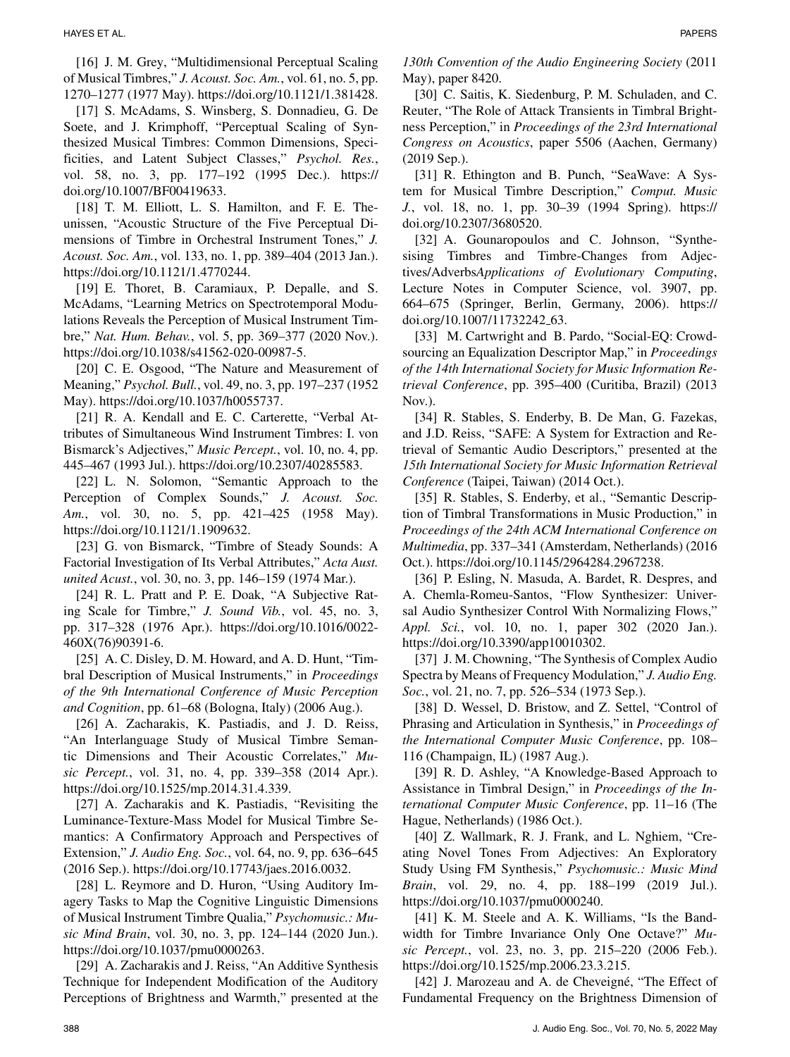[16] J. M. Grey, "Multidimensional Perceptual Scaling of Musical Timbres," *J. Acoust. Soc. Am.*, vol. 61, no. 5, pp. 1270–1277 (1977 May). https://doi.org/10.1121/1.381428.

[17] S. McAdams, S. Winsberg, S. Donnadieu, G. De Soete, and J. Krimphoff, "Perceptual Scaling of Synthesized Musical Timbres: Common Dimensions, Specificities, and Latent Subject Classes," *Psychol. Res.*, vol. 58, no. 3, pp. 177–192 (1995 Dec.). https://doi.org/10.1007/BF00419633.

[18] T. M. Elliott, L. S. Hamilton, and F. E. Theunissen, "Acoustic Structure of the Five Perceptual Dimensions of Timbre in Orchestral Instrument Tones," *J. Acoust. Soc. Am.*, vol. 133, no. 1, pp. 389–404 (2013 Jan.). https://doi.org/10.1121/1.4770244.

[19] E. Thoret, B. Caramiaux, P. Depalle, and S. McAdams, "Learning Metrics on Spectrotemporal Modulations Reveals the Perception of Musical Instrument Timbre," *Nat. Hum. Behav.*, vol. 5, pp. 369–377 (2020 Nov.). https://doi.org/10.1038/s41562-020-00987-5.

[20] C. E. Osgood, "The Nature and Measurement of Meaning," *Psychol. Bull.*, vol. 49, no. 3, pp. 197–237 (1952 May). https://doi.org/10.1037/h0055737.

[21] R. A. Kendall and E. C. Carterette, "Verbal Attributes of Simultaneous Wind Instrument Timbres: I. von Bismarck's Adjectives," *Music Percept.*, vol. 10, no. 4, pp. 445–467 (1993 Jul.). https://doi.org/10.2307/40285583.

[22] L. N. Solomon, "Semantic Approach to the Perception of Complex Sounds," *J. Acoust. Soc. Am.*, vol. 30, no. 5, pp. 421–425 (1958 May). https://doi.org/10.1121/1.1909632.

[23] G. von Bismarck, "Timbre of Steady Sounds: A Factorial Investigation of Its Verbal Attributes," *Acta Aust. united Acust.*, vol. 30, no. 3, pp. 146–159 (1974 Mar.).

[24] R. L. Pratt and P. E. Doak, "A Subjective Rating Scale for Timbre," *J. Sound Vib.*, vol. 45, no. 3, pp. 317–328 (1976 Apr.). https://doi.org/10.1016/0022-460X(76)90391-6.

[25] A. C. Disley, D. M. Howard, and A. D. Hunt, "Timbral Description of Musical Instruments," in *Proceedings of the 9th International Conference of Music Perception and Cognition*, pp. 61–68 (Bologna, Italy) (2006 Aug.).

[26] A. Zacharakis, K. Pastiadis, and J. D. Reiss, "An Interlanguage Study of Musical Timbre Semantic Dimensions and Their Acoustic Correlates," *Music Percept.*, vol. 31, no. 4, pp. 339–358 (2014 Apr.). https://doi.org/10.1525/mp.2014.31.4.339.

[27] A. Zacharakis and K. Pastiadis, "Revisiting the Luminance-Texture-Mass Model for Musical Timbre Semantics: A Confirmatory Approach and Perspectives of Extension," *J. Audio Eng. Soc.*, vol. 64, no. 9, pp. 636–645 (2016 Sep.). https://doi.org/10.17743/jaes.2016.0032.

[28] L. Reymore and D. Huron, "Using Auditory Imagery Tasks to Map the Cognitive Linguistic Dimensions of Musical Instrument Timbre Qualia," *Psychomusic.: Music Mind Brain*, vol. 30, no. 3, pp. 124–144 (2020 Jun.). https://doi.org/10.1037/pmu0000263.

[29] A. Zacharakis and J. Reiss, "An Additive Synthesis Technique for Independent Modification of the Auditory Perceptions of Brightness and Warmth," presented at the *130th Convention of the Audio Engineering Society* (2011 May), paper 8420.

[30] C. Saitis, K. Siedenburg, P. M. Schuladen, and C. Reuter, "The Role of Attack Transients in Timbral Brightness Perception," in *Proceedings of the 23rd International Congress on Acoustics*, paper 5506 (Aachen, Germany) (2019 Sep.).

[31] R. Ethington and B. Punch, "SeaWave: A System for Musical Timbre Description," *Comput. Music J.*, vol. 18, no. 1, pp. 30–39 (1994 Spring). https://doi.org/10.2307/3680520.

[32] A. Gounaropoulos and C. Johnson, "Synthesising Timbres and Timbre-Changes from Adjectives/Adverbs*Applications of Evolutionary Computing*, Lecture Notes in Computer Science, vol. 3907, pp. 664–675 (Springer, Berlin, Germany, 2006). https://doi.org/10.1007/11732242_63.

[33] M. Cartwright and B. Pardo, "Social-EQ: Crowdsourcing an Equalization Descriptor Map," in *Proceedings of the 14th International Society for Music Information Retrieval Conference*, pp. 395–400 (Curitiba, Brazil) (2013 Nov.).

[34] R. Stables, S. Enderby, B. De Man, G. Fazekas, and J.D. Reiss, "SAFE: A System for Extraction and Retrieval of Semantic Audio Descriptors," presented at the *15th International Society for Music Information Retrieval Conference* (Taipei, Taiwan) (2014 Oct.).

[35] R. Stables, S. Enderby, et al., "Semantic Description of Timbral Transformations in Music Production," in *Proceedings of the 24th ACM International Conference on Multimedia*, pp. 337–341 (Amsterdam, Netherlands) (2016 Oct.). https://doi.org/10.1145/2964284.2967238.

[36] P. Esling, N. Masuda, A. Bardet, R. Despres, and A. Chemla-Romeu-Santos, "Flow Synthesizer: Universal Audio Synthesizer Control With Normalizing Flows," *Appl. Sci.*, vol. 10, no. 1, paper 302 (2020 Jan.). https://doi.org/10.3390/app10010302.

[37] J. M. Chowning, "The Synthesis of Complex Audio Spectra by Means of Frequency Modulation," *J. Audio Eng. Soc.*, vol. 21, no. 7, pp. 526–534 (1973 Sep.).

[38] D. Wessel, D. Bristow, and Z. Settel, "Control of Phrasing and Articulation in Synthesis," in *Proceedings of the International Computer Music Conference*, pp. 108–116 (Champaign, IL) (1987 Aug.).

[39] R. D. Ashley, "A Knowledge-Based Approach to Assistance in Timbral Design," in *Proceedings of the International Computer Music Conference*, pp. 11–16 (The Hague, Netherlands) (1986 Oct.).

[40] Z. Wallmark, R. J. Frank, and L. Nghiem, "Creating Novel Tones From Adjectives: An Exploratory Study Using FM Synthesis," *Psychomusic.: Music Mind Brain*, vol. 29, no. 4, pp. 188–199 (2019 Jul.). https://doi.org/10.1037/pmu0000240.

[41] K. M. Steele and A. K. Williams, "Is the Bandwidth for Timbre Invariance Only One Octave?" *Music Percept.*, vol. 23, no. 3, pp. 215–220 (2006 Feb.). https://doi.org/10.1525/mp.2006.23.3.215.

[42] J. Marozeau and A. de Cheveigné, "The Effect of Fundamental Frequency on the Brightness Dimension of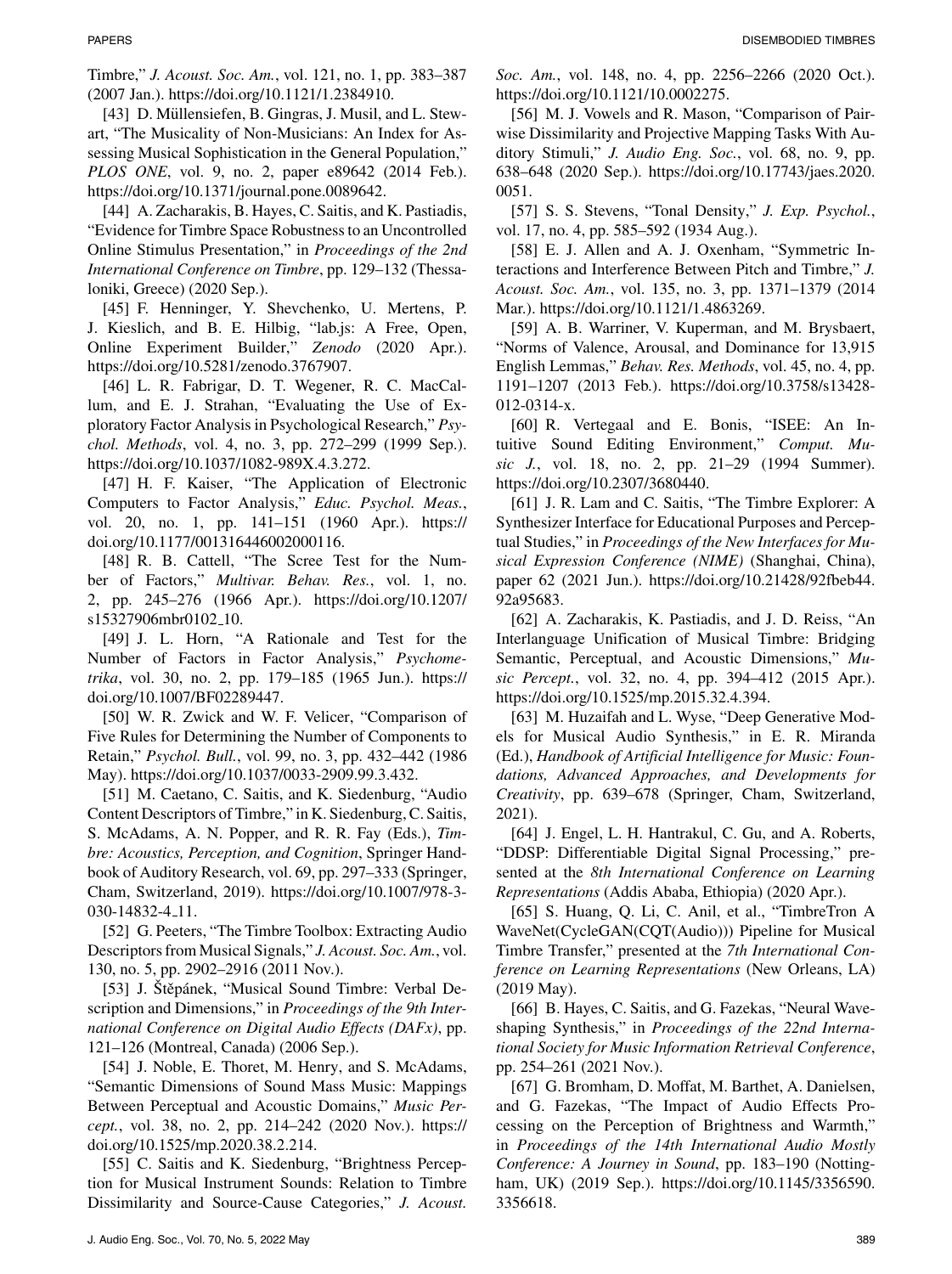Timbre," *J. Acoust. Soc. Am.*, vol. 121, no. 1, pp. 383–387 (2007 Jan.). https://doi.org/10.1121/1.2384910.

[43] D. Müllensiefen, B. Gingras, J. Musil, and L. Stewart, "The Musicality of Non-Musicians: An Index for Assessing Musical Sophistication in the General Population," *PLOS ONE*, vol. 9, no. 2, paper e89642 (2014 Feb.). https://doi.org/10.1371/journal.pone.0089642.

[44] A. Zacharakis, B. Hayes, C. Saitis, and K. Pastiadis, "Evidence for Timbre Space Robustness to an Uncontrolled Online Stimulus Presentation," in *Proceedings of the 2nd International Conference on Timbre*, pp. 129–132 (Thessaloniki, Greece) (2020 Sep.).

[45] F. Henninger, Y. Shevchenko, U. Mertens, P. J. Kieslich, and B. E. Hilbig, "lab.js: A Free, Open, Online Experiment Builder," *Zenodo* (2020 Apr.). https://doi.org/10.5281/zenodo.3767907.

[46] L. R. Fabrigar, D. T. Wegener, R. C. MacCallum, and E. J. Strahan, "Evaluating the Use of Exploratory Factor Analysis in Psychological Research," *Psychol. Methods*, vol. 4, no. 3, pp. 272–299 (1999 Sep.). https://doi.org/10.1037/1082-989X.4.3.272.

[47] H. F. Kaiser, "The Application of Electronic Computers to Factor Analysis," *Educ. Psychol. Meas.*, vol. 20, no. 1, pp. 141–151 (1960 Apr.). https://doi.org/10.1177/001316446002000116.

[48] R. B. Cattell, "The Scree Test for the Number of Factors," *Multivar. Behav. Res.*, vol. 1, no. 2, pp. 245–276 (1966 Apr.). https://doi.org/10.1207/s15327906mbr0102_10.

[49] J. L. Horn, "A Rationale and Test for the Number of Factors in Factor Analysis," *Psychometrika*, vol. 30, no. 2, pp. 179–185 (1965 Jun.). https://doi.org/10.1007/BF02289447.

[50] W. R. Zwick and W. F. Velicer, "Comparison of Five Rules for Determining the Number of Components to Retain," *Psychol. Bull.*, vol. 99, no. 3, pp. 432–442 (1986 May). https://doi.org/10.1037/0033-2909.99.3.432.

[51] M. Caetano, C. Saitis, and K. Siedenburg, "Audio Content Descriptors of Timbre," in K. Siedenburg, C. Saitis, S. McAdams, A. N. Popper, and R. R. Fay (Eds.), *Timbre: Acoustics, Perception, and Cognition*, Springer Handbook of Auditory Research, vol. 69, pp. 297–333 (Springer, Cham, Switzerland, 2019). https://doi.org/10.1007/978-3-030-14832-4_11.

[52] G. Peeters, "The Timbre Toolbox: Extracting Audio Descriptors from Musical Signals," *J. Acoust. Soc. Am.*, vol. 130, no. 5, pp. 2902–2916 (2011 Nov.).

[53] J. Štěpánek, "Musical Sound Timbre: Verbal Description and Dimensions," in *Proceedings of the 9th International Conference on Digital Audio Effects (DAFx)*, pp. 121–126 (Montreal, Canada) (2006 Sep.).

[54] J. Noble, E. Thoret, M. Henry, and S. McAdams, "Semantic Dimensions of Sound Mass Music: Mappings Between Perceptual and Acoustic Domains," *Music Percept.*, vol. 38, no. 2, pp. 214–242 (2020 Nov.). https://doi.org/10.1525/mp.2020.38.2.214.

[55] C. Saitis and K. Siedenburg, "Brightness Perception for Musical Instrument Sounds: Relation to Timbre Dissimilarity and Source-Cause Categories," *J. Acoust. Soc. Am.*, vol. 148, no. 4, pp. 2256–2266 (2020 Oct.). https://doi.org/10.1121/10.0002275.

[56] M. J. Vowels and R. Mason, "Comparison of Pairwise Dissimilarity and Projective Mapping Tasks With Auditory Stimuli," *J. Audio Eng. Soc.*, vol. 68, no. 9, pp. 638–648 (2020 Sep.). https://doi.org/10.17743/jaes.2020.0051.

[57] S. S. Stevens, "Tonal Density," *J. Exp. Psychol.*, vol. 17, no. 4, pp. 585–592 (1934 Aug.).

[58] E. J. Allen and A. J. Oxenham, "Symmetric Interactions and Interference Between Pitch and Timbre," *J. Acoust. Soc. Am.*, vol. 135, no. 3, pp. 1371–1379 (2014 Mar.). https://doi.org/10.1121/1.4863269.

[59] A. B. Warriner, V. Kuperman, and M. Brysbaert, "Norms of Valence, Arousal, and Dominance for 13,915 English Lemmas," *Behav. Res. Methods*, vol. 45, no. 4, pp. 1191–1207 (2013 Feb.). https://doi.org/10.3758/s13428-012-0314-x.

[60] R. Vertegaal and E. Bonis, "ISEE: An Intuitive Sound Editing Environment," *Comput. Music J.*, vol. 18, no. 2, pp. 21–29 (1994 Summer). https://doi.org/10.2307/3680440.

[61] J. R. Lam and C. Saitis, "The Timbre Explorer: A Synthesizer Interface for Educational Purposes and Perceptual Studies," in *Proceedings of the New Interfaces for Musical Expression Conference (NIME)* (Shanghai, China), paper 62 (2021 Jun.). https://doi.org/10.21428/92fbeb44.92a95683.

[62] A. Zacharakis, K. Pastiadis, and J. D. Reiss, "An Interlanguage Unification of Musical Timbre: Bridging Semantic, Perceptual, and Acoustic Dimensions," *Music Percept.*, vol. 32, no. 4, pp. 394–412 (2015 Apr.). https://doi.org/10.1525/mp.2015.32.4.394.

[63] M. Huzaifah and L. Wyse, "Deep Generative Models for Musical Audio Synthesis," in E. R. Miranda (Ed.), *Handbook of Artificial Intelligence for Music: Foundations, Advanced Approaches, and Developments for Creativity*, pp. 639–678 (Springer, Cham, Switzerland, 2021).

[64] J. Engel, L. H. Hantrakul, C. Gu, and A. Roberts, "DDSP: Differentiable Digital Signal Processing," presented at the *8th International Conference on Learning Representations* (Addis Ababa, Ethiopia) (2020 Apr.).

[65] S. Huang, Q. Li, C. Anil, et al., "TimbreTron A WaveNet(CycleGAN(CQT(Audio))) Pipeline for Musical Timbre Transfer," presented at the *7th International Conference on Learning Representations* (New Orleans, LA) (2019 May).

[66] B. Hayes, C. Saitis, and G. Fazekas, "Neural Waveshaping Synthesis," in *Proceedings of the 22nd International Society for Music Information Retrieval Conference*, pp. 254–261 (2021 Nov.).

[67] G. Bromham, D. Moffat, M. Barthet, A. Danielsen, and G. Fazekas, "The Impact of Audio Effects Processing on the Perception of Brightness and Warmth," in *Proceedings of the 14th International Audio Mostly Conference: A Journey in Sound*, pp. 183–190 (Nottingham, UK) (2019 Sep.). https://doi.org/10.1145/3356590.3356618.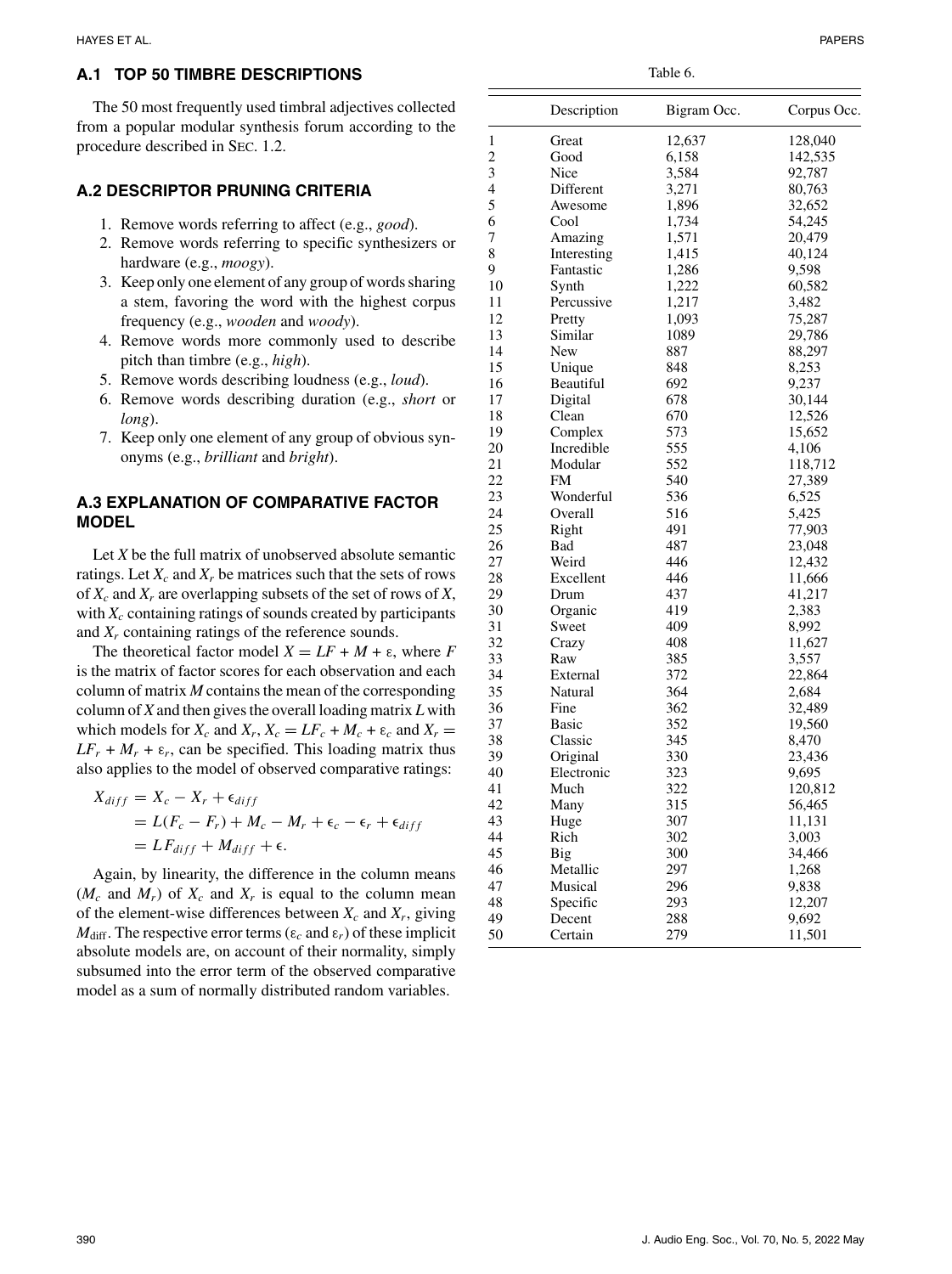### A.1 TOP 50 TIMBRE DESCRIPTIONS

The 50 most frequently used timbral adjectives collected from a popular modular synthesis forum according to the procedure described in SEC. 1.2.

Table 6.

| | Description | Bigram Occ. | Corpus Occ. |
|---|---|---|---|
| 1 | Great | 12,637 | 128,040 |
| 2 | Good | 6,158 | 142,535 |
| 3 | Nice | 3,584 | 92,787 |
| 4 | Different | 3,271 | 80,763 |
| 5 | Awesome | 1,896 | 32,652 |
| 6 | Cool | 1,734 | 54,245 |
| 7 | Amazing | 1,571 | 20,479 |
| 8 | Interesting | 1,415 | 40,124 |
| 9 | Fantastic | 1,286 | 9,598 |
| 10 | Synth | 1,222 | 60,582 |
| 11 | Percussive | 1,217 | 3,482 |
| 12 | Pretty | 1,093 | 75,287 |
| 13 | Similar | 1089 | 29,786 |
| 14 | New | 887 | 88,297 |
| 15 | Unique | 848 | 8,253 |
| 16 | Beautiful | 692 | 9,237 |
| 17 | Digital | 678 | 30,144 |
| 18 | Clean | 670 | 12,526 |
| 19 | Complex | 573 | 15,652 |
| 20 | Incredible | 555 | 4,106 |
| 21 | Modular | 552 | 118,712 |
| 22 | FM | 540 | 27,389 |
| 23 | Wonderful | 536 | 6,525 |
| 24 | Overall | 516 | 5,425 |
| 25 | Right | 491 | 77,903 |
| 26 | Bad | 487 | 23,048 |
| 27 | Weird | 446 | 12,432 |
| 28 | Excellent | 446 | 11,666 |
| 29 | Drum | 437 | 41,217 |
| 30 | Organic | 419 | 2,383 |
| 31 | Sweet | 409 | 8,992 |
| 32 | Crazy | 408 | 11,627 |
| 33 | Raw | 385 | 3,557 |
| 34 | External | 372 | 22,864 |
| 35 | Natural | 364 | 2,684 |
| 36 | Fine | 362 | 32,489 |
| 37 | Basic | 352 | 19,560 |
| 38 | Classic | 345 | 8,470 |
| 39 | Original | 330 | 23,436 |
| 40 | Electronic | 323 | 9,695 |
| 41 | Much | 322 | 120,812 |
| 42 | Many | 315 | 56,465 |
| 43 | Huge | 307 | 11,131 |
| 44 | Rich | 302 | 3,003 |
| 45 | Big | 300 | 34,466 |
| 46 | Metallic | 297 | 1,268 |
| 47 | Musical | 296 | 9,838 |
| 48 | Specific | 293 | 12,207 |
| 49 | Decent | 288 | 9,692 |
| 50 | Certain | 279 | 11,501 |

### A.2 DESCRIPTOR PRUNING CRITERIA

1. Remove words referring to affect (e.g., *good*).
2. Remove words referring to specific synthesizers or hardware (e.g., *moogy*).
3. Keep only one element of any group of words sharing a stem, favoring the word with the highest corpus frequency (e.g., *wooden* and *woody*).
4. Remove words more commonly used to describe pitch than timbre (e.g., *high*).
5. Remove words describing loudness (e.g., *loud*).
6. Remove words describing duration (e.g., *short* or *long*).
7. Keep only one element of any group of obvious synonyms (e.g., *brilliant* and *bright*).

### A.3 EXPLANATION OF COMPARATIVE FACTOR MODEL

Let $X$ be the full matrix of unobserved absolute semantic ratings. Let $X_c$ and $X_r$ be matrices such that the sets of rows of $X_c$ and $X_r$ are overlapping subsets of the set of rows of $X$, with $X_c$ containing ratings of sounds created by participants and $X_r$ containing ratings of the reference sounds.

The theoretical factor model $X = LF + M + \varepsilon$, where $F$ is the matrix of factor scores for each observation and each column of matrix $M$ contains the mean of the corresponding column of $X$ and then gives the overall loading matrix $L$ with which models for $X_c$ and $X_r$, $X_c = LF_c + M_c + \varepsilon_c$ and $X_r = LF_r + M_r + \varepsilon_r$, can be specified. This loading matrix thus also applies to the model of observed comparative ratings:

$$
\begin{aligned}
X_{diff} &= X_c - X_r + \epsilon_{diff} \\
&= L(F_c - F_r) + M_c - M_r + \epsilon_c - \epsilon_r + \epsilon_{diff} \\
&= LF_{diff} + M_{diff} + \epsilon.
\end{aligned}
$$

Again, by linearity, the difference in the column means ($M_c$ and $M_r$) of $X_c$ and $X_r$ is equal to the column mean of the element-wise differences between $X_c$ and $X_r$, giving $M_{\text{diff}}$. The respective error terms ($\varepsilon_c$ and $\varepsilon_r$) of these implicit absolute models are, on account of their normality, simply subsumed into the error term of the observed comparative model as a sum of normally distributed random variables.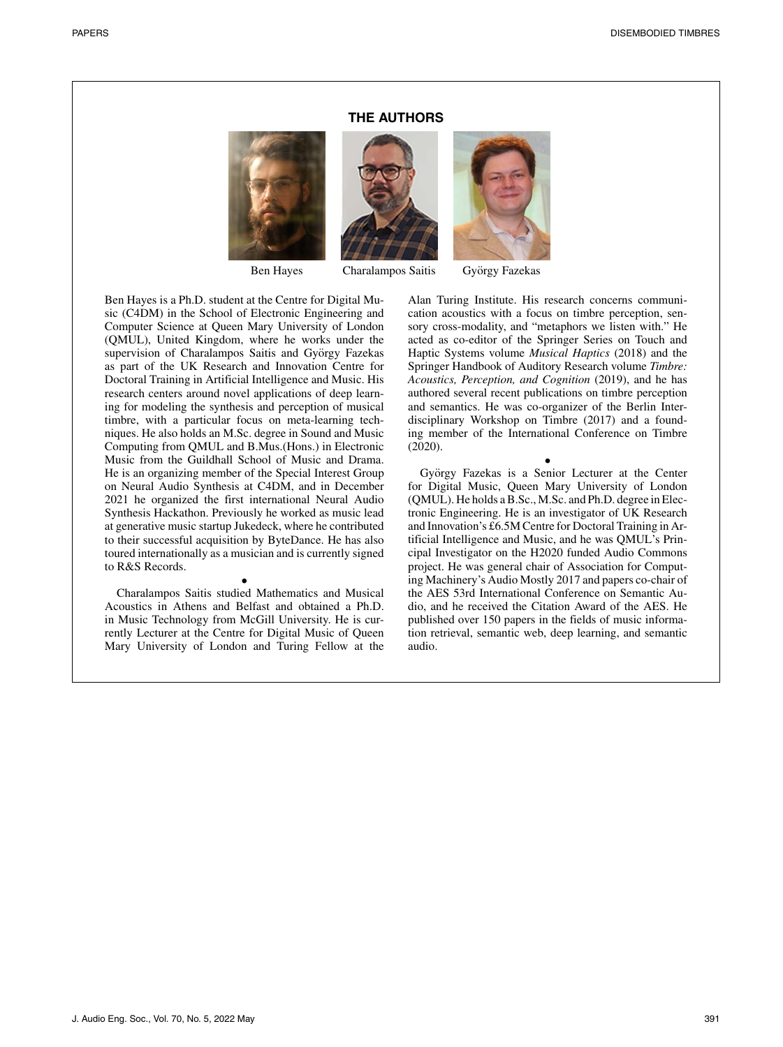## THE AUTHORS

Ben Hayes Charalampos Saitis György Fazekas

Ben Hayes is a Ph.D. student at the Centre for Digital Music (C4DM) in the School of Electronic Engineering and Computer Science at Queen Mary University of London (QMUL), United Kingdom, where he works under the supervision of Charalampos Saitis and György Fazekas as part of the UK Research and Innovation Centre for Doctoral Training in Artificial Intelligence and Music. His research centers around novel applications of deep learning for modeling the synthesis and perception of musical timbre, with a particular focus on meta-learning techniques. He also holds an M.Sc. degree in Sound and Music Computing from QMUL and B.Mus.(Hons.) in Electronic Music from the Guildhall School of Music and Drama. He is an organizing member of the Special Interest Group on Neural Audio Synthesis at C4DM, and in December 2021 he organized the first international Neural Audio Synthesis Hackathon. Previously he worked as music lead at generative music startup Jukedeck, where he contributed to their successful acquisition by ByteDance. He has also toured internationally as a musician and is currently signed to R&S Records.

•

Charalampos Saitis studied Mathematics and Musical Acoustics in Athens and Belfast and obtained a Ph.D. in Music Technology from McGill University. He is currently Lecturer at the Centre for Digital Music of Queen Mary University of London and Turing Fellow at the Alan Turing Institute. His research concerns communication acoustics with a focus on timbre perception, sensory cross-modality, and "metaphors we listen with." He acted as co-editor of the Springer Series on Touch and Haptic Systems volume *Musical Haptics* (2018) and the Springer Handbook of Auditory Research volume *Timbre: Acoustics, Perception, and Cognition* (2019), and he has authored several recent publications on timbre perception and semantics. He was co-organizer of the Berlin Interdisciplinary Workshop on Timbre (2017) and a founding member of the International Conference on Timbre (2020).

•

György Fazekas is a Senior Lecturer at the Center for Digital Music, Queen Mary University of London (QMUL). He holds a B.Sc., M.Sc. and Ph.D. degree in Electronic Engineering. He is an investigator of UK Research and Innovation's £6.5M Centre for Doctoral Training in Artificial Intelligence and Music, and he was QMUL's Principal Investigator on the H2020 funded Audio Commons project. He was general chair of Association for Computing Machinery's Audio Mostly 2017 and papers co-chair of the AES 53rd International Conference on Semantic Audio, and he received the Citation Award of the AES. He published over 150 papers in the fields of music information retrieval, semantic web, deep learning, and semantic audio.